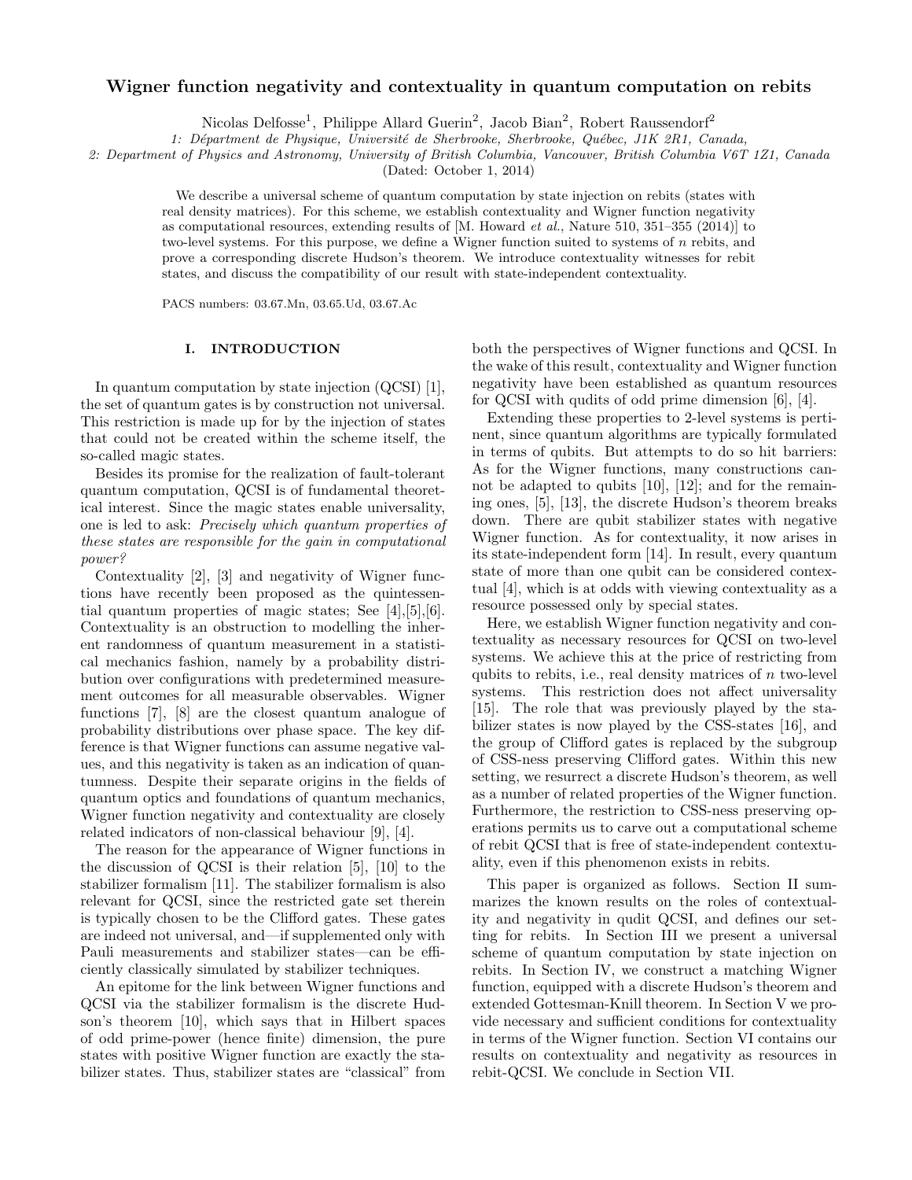# Wigner function negativity and contextuality in quantum computation on rebits

Nicolas Delfosse[1], Philippe Allard Guerin[2], Jacob Bian[2], Robert Raussendorf[2]

*1: Département de Physique, Université de Sherbrooke, Sherbrooke, Québec, J1K 2R1, Canada,*

*2: Department of Physics and Astronomy, University of British Columbia, Vancouver, British Columbia V6T 1Z1, Canada*

(Dated: October 1, 2014)

We describe a universal scheme of quantum computation by state injection on rebits (states with real density matrices). For this scheme, we establish contextuality and Wigner function negativity as computational resources, extending results of [M. Howard *et al.*, Nature 510, 351–355 (2014)] to two-level systems. For this purpose, we define a Wigner function suited to systems of $n$ rebits, and prove a corresponding discrete Hudson's theorem. We introduce contextuality witnesses for rebit states, and discuss the compatibility of our result with state-independent contextuality.

PACS numbers: 03.67.Mn, 03.65.Ud, 03.67.Ac

## I. INTRODUCTION

In quantum computation by state injection (QCSI) [1], the set of quantum gates is by construction not universal. This restriction is made up for by the injection of states that could not be created within the scheme itself, the so-called magic states.

Besides its promise for the realization of fault-tolerant quantum computation, QCSI is of fundamental theoretical interest. Since the magic states enable universality, one is led to ask: *Precisely which quantum properties of these states are responsible for the gain in computational power?*

Contextuality [2], [3] and negativity of Wigner functions have recently been proposed as the quintessential quantum properties of magic states; See [4],[5],[6]. Contextuality is an obstruction to modelling the inherent randomness of quantum measurement in a statistical mechanics fashion, namely by a probability distribution over configurations with predetermined measurement outcomes for all measurable observables. Wigner functions [7], [8] are the closest quantum analogue of probability distributions over phase space. The key difference is that Wigner functions can assume negative values, and this negativity is taken as an indication of quantumness. Despite their separate origins in the fields of quantum optics and foundations of quantum mechanics, Wigner function negativity and contextuality are closely related indicators of non-classical behaviour [9], [4].

The reason for the appearance of Wigner functions in the discussion of QCSI is their relation [5], [10] to the stabilizer formalism [11]. The stabilizer formalism is also relevant for QCSI, since the restricted gate set therein is typically chosen to be the Clifford gates. These gates are indeed not universal, and—if supplemented only with Pauli measurements and stabilizer states—can be efficiently classically simulated by stabilizer techniques.

An epitome for the link between Wigner functions and QCSI via the stabilizer formalism is the discrete Hudson's theorem [10], which says that in Hilbert spaces of odd prime-power (hence finite) dimension, the pure states with positive Wigner function are exactly the stabilizer states. Thus, stabilizer states are "classical" from both the perspectives of Wigner functions and QCSI. In the wake of this result, contextuality and Wigner function negativity have been established as quantum resources for QCSI with qudits of odd prime dimension [6], [4].

Extending these properties to 2-level systems is pertinent, since quantum algorithms are typically formulated in terms of qubits. But attempts to do so hit barriers: As for the Wigner functions, many constructions cannot be adapted to qubits [10], [12]; and for the remaining ones, [5], [13], the discrete Hudson's theorem breaks down. There are qubit stabilizer states with negative Wigner function. As for contextuality, it now arises in its state-independent form [14]. In result, every quantum state of more than one qubit can be considered contextual [4], which is at odds with viewing contextuality as a resource possessed only by special states.

Here, we establish Wigner function negativity and contextuality as necessary resources for QCSI on two-level systems. We achieve this at the price of restricting from qubits to rebits, i.e., real density matrices of $n$ two-level systems. This restriction does not affect universality [15]. The role that was previously played by the stabilizer states is now played by the CSS-states [16], and the group of Clifford gates is replaced by the subgroup of CSS-ness preserving Clifford gates. Within this new setting, we resurrect a discrete Hudson's theorem, as well as a number of related properties of the Wigner function. Furthermore, the restriction to CSS-ness preserving operations permits us to carve out a computational scheme of rebit QCSI that is free of state-independent contextuality, even if this phenomenon exists in rebits.

This paper is organized as follows. Section II summarizes the known results on the roles of contextuality and negativity in qudit QCSI, and defines our setting for rebits. In Section III we present a universal scheme of quantum computation by state injection on rebits. In Section IV, we construct a matching Wigner function, equipped with a discrete Hudson's theorem and extended Gottesman-Knill theorem. In Section V we provide necessary and sufficient conditions for contextuality in terms of the Wigner function. Section VI contains our results on contextuality and negativity as resources in rebit-QCSI. We conclude in Section VII.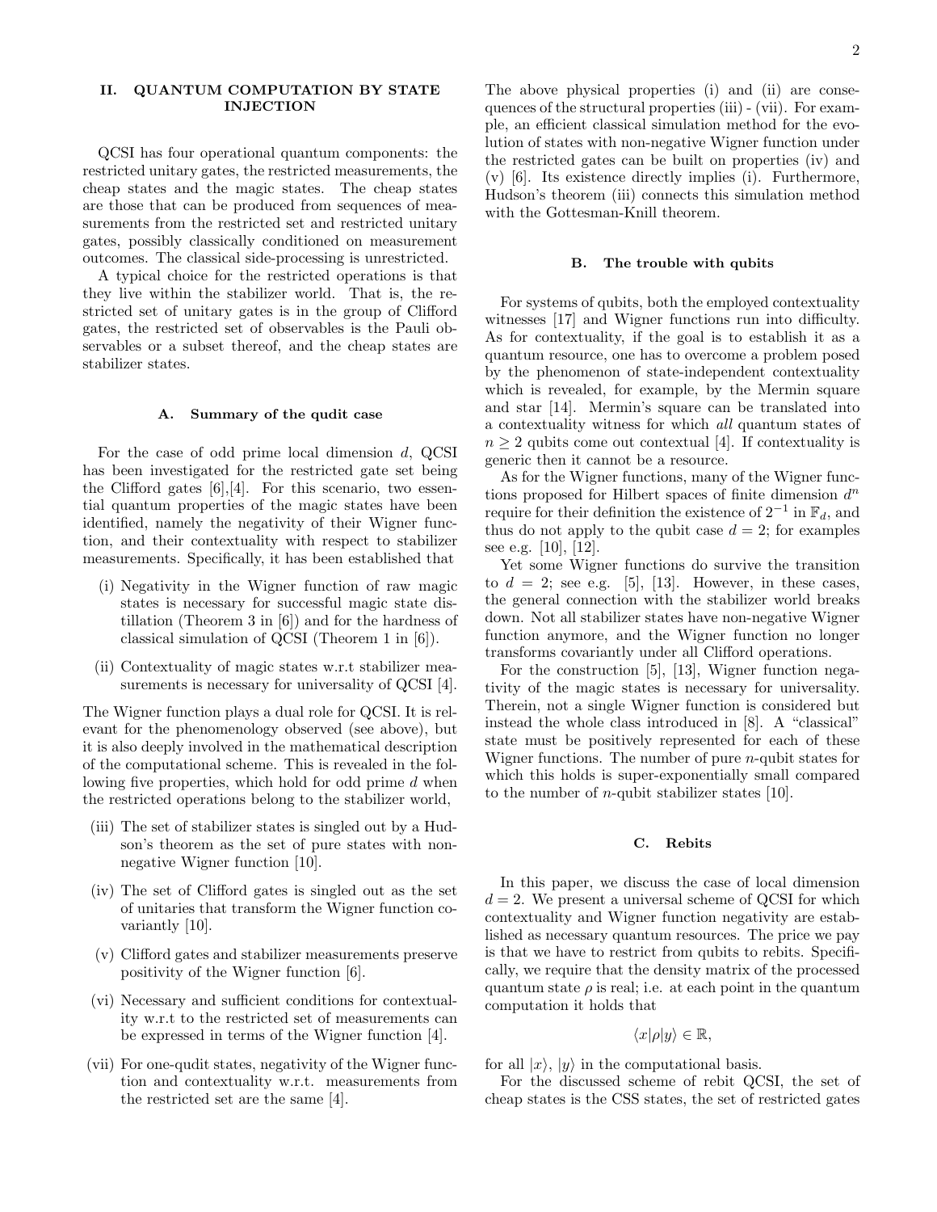## II. QUANTUM COMPUTATION BY STATE INJECTION

QCSI has four operational quantum components: the restricted unitary gates, the restricted measurements, the cheap states and the magic states. The cheap states are those that can be produced from sequences of measurements from the restricted set and restricted unitary gates, possibly classically conditioned on measurement outcomes. The classical side-processing is unrestricted.

A typical choice for the restricted operations is that they live within the stabilizer world. That is, the restricted set of unitary gates is in the group of Clifford gates, the restricted set of observables is the Pauli observables or a subset thereof, and the cheap states are stabilizer states.

### A. Summary of the qudit case

For the case of odd prime local dimension $d$, QCSI has been investigated for the restricted gate set being the Clifford gates [6],[4]. For this scenario, two essential quantum properties of the magic states have been identified, namely the negativity of their Wigner function, and their contextuality with respect to stabilizer measurements. Specifically, it has been established that

(i) Negativity in the Wigner function of raw magic states is necessary for successful magic state distillation (Theorem 3 in [6]) and for the hardness of classical simulation of QCSI (Theorem 1 in [6]).

(ii) Contextuality of magic states w.r.t stabilizer measurements is necessary for universality of QCSI [4].

The Wigner function plays a dual role for QCSI. It is relevant for the phenomenology observed (see above), but it is also deeply involved in the mathematical description of the computational scheme. This is revealed in the following five properties, which hold for odd prime $d$ when the restricted operations belong to the stabilizer world,

(iii) The set of stabilizer states is singled out by a Hudson's theorem as the set of pure states with non-negative Wigner function [10].

(iv) The set of Clifford gates is singled out as the set of unitaries that transform the Wigner function covariantly [10].

(v) Clifford gates and stabilizer measurements preserve positivity of the Wigner function [6].

(vi) Necessary and sufficient conditions for contextuality w.r.t to the restricted set of measurements can be expressed in terms of the Wigner function [4].

(vii) For one-qudit states, negativity of the Wigner function and contextuality w.r.t. measurements from the restricted set are the same [4].

The above physical properties (i) and (ii) are consequences of the structural properties (iii) - (vii). For example, an efficient classical simulation method for the evolution of states with non-negative Wigner function under the restricted gates can be built on properties (iv) and (v) [6]. Its existence directly implies (i). Furthermore, Hudson's theorem (iii) connects this simulation method with the Gottesman-Knill theorem.

### B. The trouble with qubits

For systems of qubits, both the employed contextuality witnesses [17] and Wigner functions run into difficulty. As for contextuality, if the goal is to establish it as a quantum resource, one has to overcome a problem posed by the phenomenon of state-independent contextuality which is revealed, for example, by the Mermin square and star [14]. Mermin's square can be translated into a contextuality witness for which *all* quantum states of $n \geq 2$ qubits come out contextual [4]. If contextuality is generic then it cannot be a resource.

As for the Wigner functions, many of the Wigner functions proposed for Hilbert spaces of finite dimension $d^n$ require for their definition the existence of $2^{-1}$ in $\mathbb{F}_d$, and thus do not apply to the qubit case $d = 2$; for examples see e.g. [10], [12].

Yet some Wigner functions do survive the transition to $d = 2$; see e.g. [5], [13]. However, in these cases, the general connection with the stabilizer world breaks down. Not all stabilizer states have non-negative Wigner function anymore, and the Wigner function no longer transforms covariantly under all Clifford operations.

For the construction [5], [13], Wigner function negativity of the magic states is necessary for universality. Therein, not a single Wigner function is considered but instead the whole class introduced in [8]. A "classical" state must be positively represented for each of these Wigner functions. The number of pure $n$-qubit states for which this holds is super-exponentially small compared to the number of $n$-qubit stabilizer states [10].

### C. Rebits

In this paper, we discuss the case of local dimension $d = 2$. We present a universal scheme of QCSI for which contextuality and Wigner function negativity are established as necessary quantum resources. The price we pay is that we have to restrict from qubits to rebits. Specifically, we require that the density matrix of the processed quantum state $\rho$ is real; i.e. at each point in the quantum computation it holds that

$$\langle x|\rho|y\rangle \in \mathbb{R},$$

for all $|x\rangle$, $|y\rangle$ in the computational basis.

For the discussed scheme of rebit QCSI, the set of cheap states is the CSS states, the set of restricted gates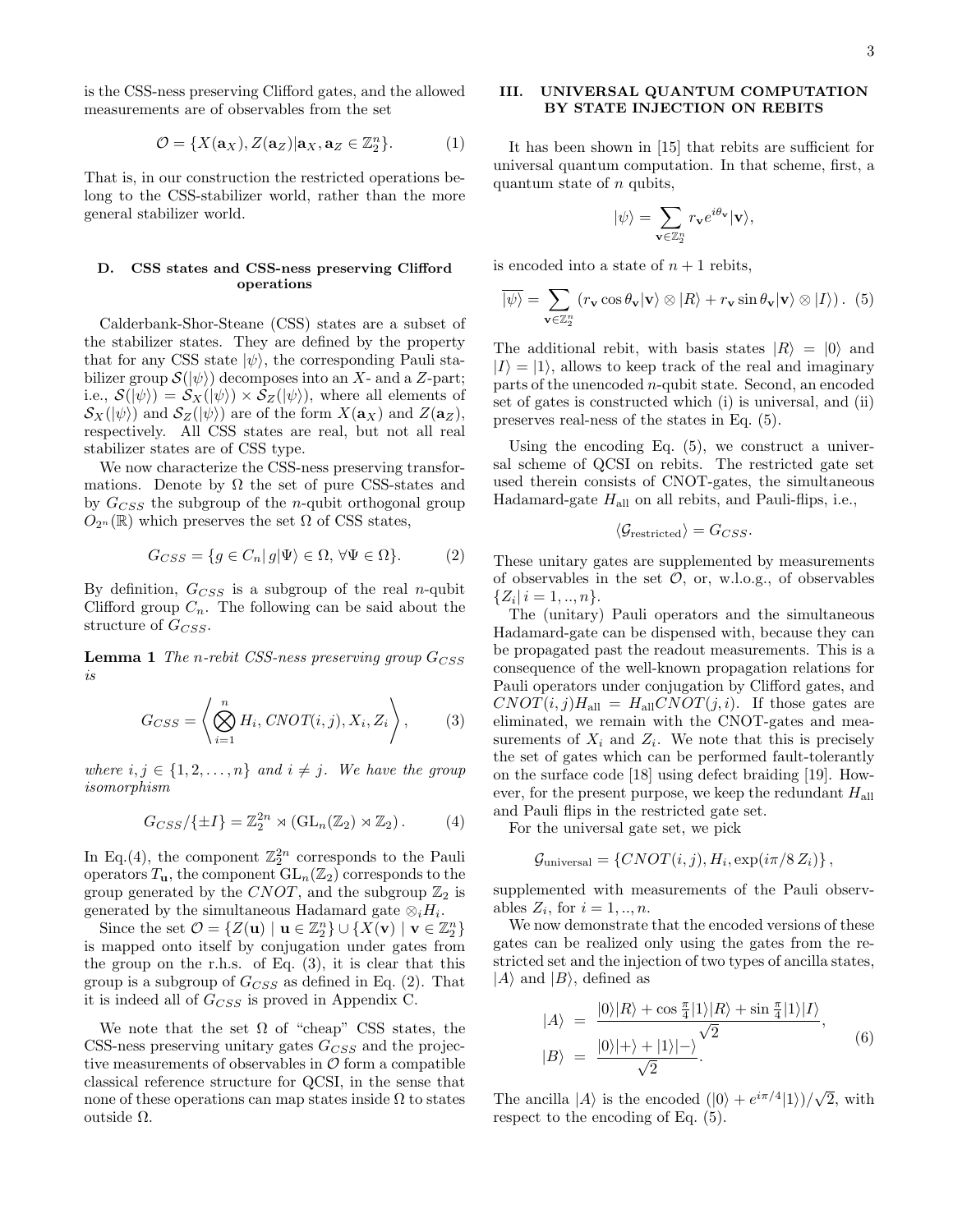is the CSS-ness preserving Clifford gates, and the allowed measurements are of observables from the set

$$\mathcal{O} = \{X(\mathbf{a}_X), Z(\mathbf{a}_Z) | \mathbf{a}_X, \mathbf{a}_Z \in \mathbb{Z}_2^n\}. \tag{1}$$

That is, in our construction the restricted operations belong to the CSS-stabilizer world, rather than the more general stabilizer world.

### D. CSS states and CSS-ness preserving Clifford operations

Calderbank-Shor-Steane (CSS) states are a subset of the stabilizer states. They are defined by the property that for any CSS state $|\psi\rangle$, the corresponding Pauli stabilizer group $\mathcal{S}(|\psi\rangle)$ decomposes into an $X$- and a $Z$-part; i.e., $\mathcal{S}(|\psi\rangle) = \mathcal{S}_X(|\psi\rangle) \times \mathcal{S}_Z(|\psi\rangle)$, where all elements of $\mathcal{S}_X(|\psi\rangle)$ and $\mathcal{S}_Z(|\psi\rangle)$ are of the form $X(\mathbf{a}_X)$ and $Z(\mathbf{a}_Z)$, respectively. All CSS states are real, but not all real stabilizer states are of CSS type.

We now characterize the CSS-ness preserving transformations. Denote by $\Omega$ the set of pure CSS-states and by $G_{CSS}$ the subgroup of the $n$-qubit orthogonal group $O_{2^n}(\mathbb{R})$ which preserves the set $\Omega$ of CSS states,

$$G_{CSS} = \{g \in C_n | \, g|\Psi\rangle \in \Omega, \, \forall \Psi \in \Omega\}. \tag{2}$$

By definition, $G_{CSS}$ is a subgroup of the real $n$-qubit Clifford group $C_n$. The following can be said about the structure of $G_{CSS}$.

**Lemma 1** *The $n$-rebit CSS-ness preserving group $G_{CSS}$ is*

$$G_{CSS} = \left\langle \bigotimes_{i=1}^{n} H_i, CNOT(i,j), X_i, Z_i \right\rangle, \tag{3}$$

*where $i,j \in \{1,2,\ldots,n\}$ and $i \neq j$. We have the group isomorphism*

$$G_{CSS}/\{\pm I\} = \mathbb{Z}_2^{2n} \rtimes (\mathrm{GL}_n(\mathbb{Z}_2) \rtimes \mathbb{Z}_2). \tag{4}$$

In Eq.(4), the component $\mathbb{Z}_2^{2n}$ corresponds to the Pauli operators $T_\mathbf{u}$, the component $\mathrm{GL}_n(\mathbb{Z}_2)$ corresponds to the group generated by the $CNOT$, and the subgroup $\mathbb{Z}_2$ is generated by the simultaneous Hadamard gate $\otimes_i H_i$.

Since the set $\mathcal{O} = \{Z(\mathbf{u}) \mid \mathbf{u} \in \mathbb{Z}_2^n\} \cup \{X(\mathbf{v}) \mid \mathbf{v} \in \mathbb{Z}_2^n\}$ is mapped onto itself by conjugation under gates from the group on the r.h.s. of Eq. (3), it is clear that this group is a subgroup of $G_{CSS}$ as defined in Eq. (2). That it is indeed all of $G_{CSS}$ is proved in Appendix C.

We note that the set $\Omega$ of "cheap" CSS states, the CSS-ness preserving unitary gates $G_{CSS}$ and the projective measurements of observables in $\mathcal{O}$ form a compatible classical reference structure for QCSI, in the sense that none of these operations can map states inside $\Omega$ to states outside $\Omega$.

## III. UNIVERSAL QUANTUM COMPUTATION BY STATE INJECTION ON REBITS

It has been shown in [15] that rebits are sufficient for universal quantum computation. In that scheme, first, a quantum state of $n$ qubits,

$$|\psi\rangle = \sum_{\mathbf{v} \in \mathbb{Z}_2^n} r_\mathbf{v} e^{i\theta_\mathbf{v}} |\mathbf{v}\rangle,$$

is encoded into a state of $n+1$ rebits,

$$\overline{|\psi\rangle} = \sum_{\mathbf{v} \in \mathbb{Z}_2^n} \left( r_\mathbf{v} \cos\theta_\mathbf{v} |\mathbf{v}\rangle \otimes |R\rangle + r_\mathbf{v} \sin\theta_\mathbf{v} |\mathbf{v}\rangle \otimes |I\rangle \right). \tag{5}$$

The additional rebit, with basis states $|R\rangle = |0\rangle$ and $|I\rangle = |1\rangle$, allows to keep track of the real and imaginary parts of the unencoded $n$-qubit state. Second, an encoded set of gates is constructed which (i) is universal, and (ii) preserves real-ness of the states in Eq. (5).

Using the encoding Eq. (5), we construct a universal scheme of QCSI on rebits. The restricted gate set used therein consists of CNOT-gates, the simultaneous Hadamard-gate $H_\text{all}$ on all rebits, and Pauli-flips, i.e.,

$$\langle \mathcal{G}_\text{restricted} \rangle = G_{CSS}.$$

These unitary gates are supplemented by measurements of observables in the set $\mathcal{O}$, or, w.l.o.g., of observables $\{Z_i | \, i = 1,..,n\}$.

The (unitary) Pauli operators and the simultaneous Hadamard-gate can be dispensed with, because they can be propagated past the readout measurements. This is a consequence of the well-known propagation relations for Pauli operators under conjugation by Clifford gates, and $CNOT(i,j)H_\text{all} = H_\text{all}CNOT(j,i)$. If those gates are eliminated, we remain with the CNOT-gates and measurements of $X_i$ and $Z_i$. We note that this is precisely the set of gates which can be performed fault-tolerantly on the surface code [18] using defect braiding [19]. However, for the present purpose, we keep the redundant $H_\text{all}$ and Pauli flips in the restricted gate set.

For the universal gate set, we pick

$$\mathcal{G}_\text{universal} = \{CNOT(i,j), H_i, \exp(i\pi/8\, Z_i)\},$$

supplemented with measurements of the Pauli observables $Z_i$, for $i = 1,..,n$.

We now demonstrate that the encoded versions of these gates can be realized only using the gates from the restricted set and the injection of two types of ancilla states, $|A\rangle$ and $|B\rangle$, defined as

$$\begin{aligned} |A\rangle &= \frac{|0\rangle|R\rangle + \cos\frac{\pi}{4}|1\rangle|R\rangle + \sin\frac{\pi}{4}|1\rangle|I\rangle}{\sqrt{2}}, \\ |B\rangle &= \frac{|0\rangle|+\rangle + |1\rangle|-\rangle}{\sqrt{2}}. \end{aligned} \tag{6}$$

The ancilla $|A\rangle$ is the encoded $(|0\rangle + e^{i\pi/4}|1\rangle)/\sqrt{2}$, with respect to the encoding of Eq. (5).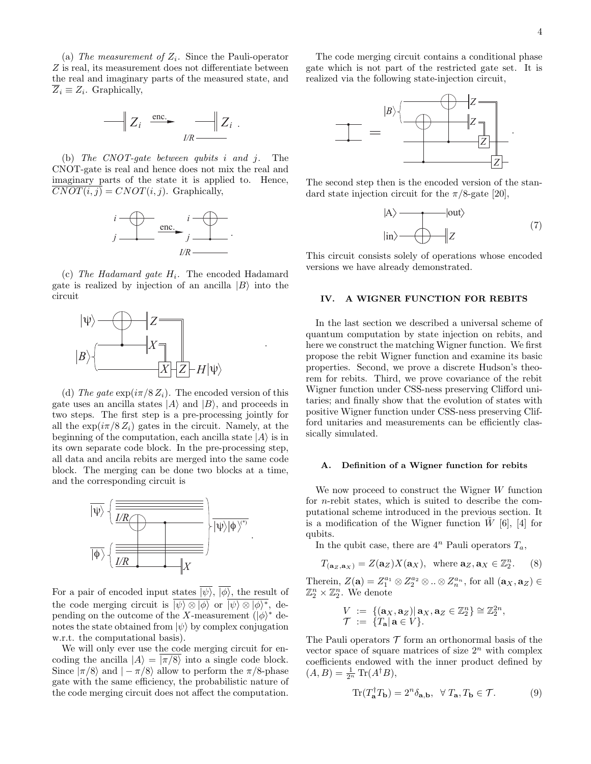(a) *The measurement of $Z_i$.* Since the Pauli-operator $Z$ is real, its measurement does not differentiate between the real and imaginary parts of the measured state, and $\overline{Z}_i \equiv Z_i$. Graphically,

(b) *The CNOT-gate between qubits $i$ and $j$.* The CNOT-gate is real and hence does not mix the real and imaginary parts of the state it is applied to. Hence, $\overline{CNOT(i,j)} = CNOT(i,j)$. Graphically,

(c) *The Hadamard gate $H_i$.* The encoded Hadamard gate is realized by injection of an ancilla $|B\rangle$ into the circuit

(d) *The gate $\exp(i\pi/8\, Z_i)$.* The encoded version of this gate uses an ancilla states $|A\rangle$ and $|B\rangle$, and proceeds in two steps. The first step is a pre-processing jointly for all the $\exp(i\pi/8\, Z_i)$ gates in the circuit. Namely, at the beginning of the computation, each ancilla state $|A\rangle$ is in its own separate code block. In the pre-processing step, all data and ancila rebits are merged into the same code block. The merging can be done two blocks at a time, and the corresponding circuit is

For a pair of encoded input states $\overline{|\psi\rangle}$, $\overline{|\phi\rangle}$, the result of the code merging circuit is $\overline{|\psi\rangle \otimes |\phi\rangle}$ or $\overline{|\psi\rangle \otimes |\phi\rangle^*}$, depending on the outcome of the $X$-measurement ($|\phi\rangle^*$ denotes the state obtained from $|\psi\rangle$ by complex conjugation w.r.t. the computational basis).

We will only ever use the code merging circuit for encoding the ancilla $|A\rangle = \overline{|\pi/8\rangle}$ into a single code block. Since $|\pi/8\rangle$ and $|-\pi/8\rangle$ allow to perform the $\pi/8$-phase gate with the same efficiency, the probabilistic nature of the code merging circuit does not affect the computation.

The code merging circuit contains a conditional phase gate which is not part of the restricted gate set. It is realized via the following state-injection circuit,

The second step then is the encoded version of the standard state injection circuit for the $\pi/8$-gate [20],

$$(7)$$

This circuit consists solely of operations whose encoded versions we have already demonstrated.

## IV. A WIGNER FUNCTION FOR REBITS

In the last section we described a universal scheme of quantum computation by state injection on rebits, and here we construct the matching Wigner function. We first propose the rebit Wigner function and examine its basic properties. Second, we prove a discrete Hudson's theorem for rebits. Third, we prove covariance of the rebit Wigner function under CSS-ness preserving Clifford unitaries; and finally show that the evolution of states with positive Wigner function under CSS-ness preserving Clifford unitaries and measurements can be efficiently classically simulated.

### A. Definition of a Wigner function for rebits

We now proceed to construct the Wigner $W$ function for $n$-rebit states, which is suited to describe the computational scheme introduced in the previous section. It is a modification of the Wigner function $\tilde{W}$ [6], [4] for qubits.

In the qubit case, there are $4^n$ Pauli operators $T_a$,

$$T_{(\mathbf{a}_Z,\mathbf{a}_X)} = Z(\mathbf{a}_Z)X(\mathbf{a}_X), \text{ where } \mathbf{a}_Z, \mathbf{a}_X \in \mathbb{Z}_2^n. \quad (8)$$

Therein, $Z(\mathbf{a}) = Z_1^{a_1} \otimes Z_2^{a_2} \otimes .. \otimes Z_n^{a_n}$, for all $(\mathbf{a}_X, \mathbf{a}_Z) \in \mathbb{Z}_2^n \times \mathbb{Z}_2^n$. We denote

$$\begin{aligned} V &:= \{(\mathbf{a}_X,\mathbf{a}_Z)|\, \mathbf{a}_X, \mathbf{a}_Z \in \mathbb{Z}_2^n\} \cong \mathbb{Z}_2^{2n}, \\ \mathcal{T} &:= \{T_\mathbf{a}|\, \mathbf{a} \in V\}. \end{aligned}$$

The Pauli operators $\mathcal{T}$ form an orthonormal basis of the vector space of square matrices of size $2^n$ with complex coefficients endowed with the inner product defined by $(A,B) = \frac{1}{2^n}\,\text{Tr}(A^\dagger B)$,

$$\text{Tr}(T_\mathbf{a}^\dagger T_\mathbf{b}) = 2^n \delta_{\mathbf{a},\mathbf{b}}, \;\; \forall\, T_\mathbf{a}, T_\mathbf{b} \in \mathcal{T}. \quad (9)$$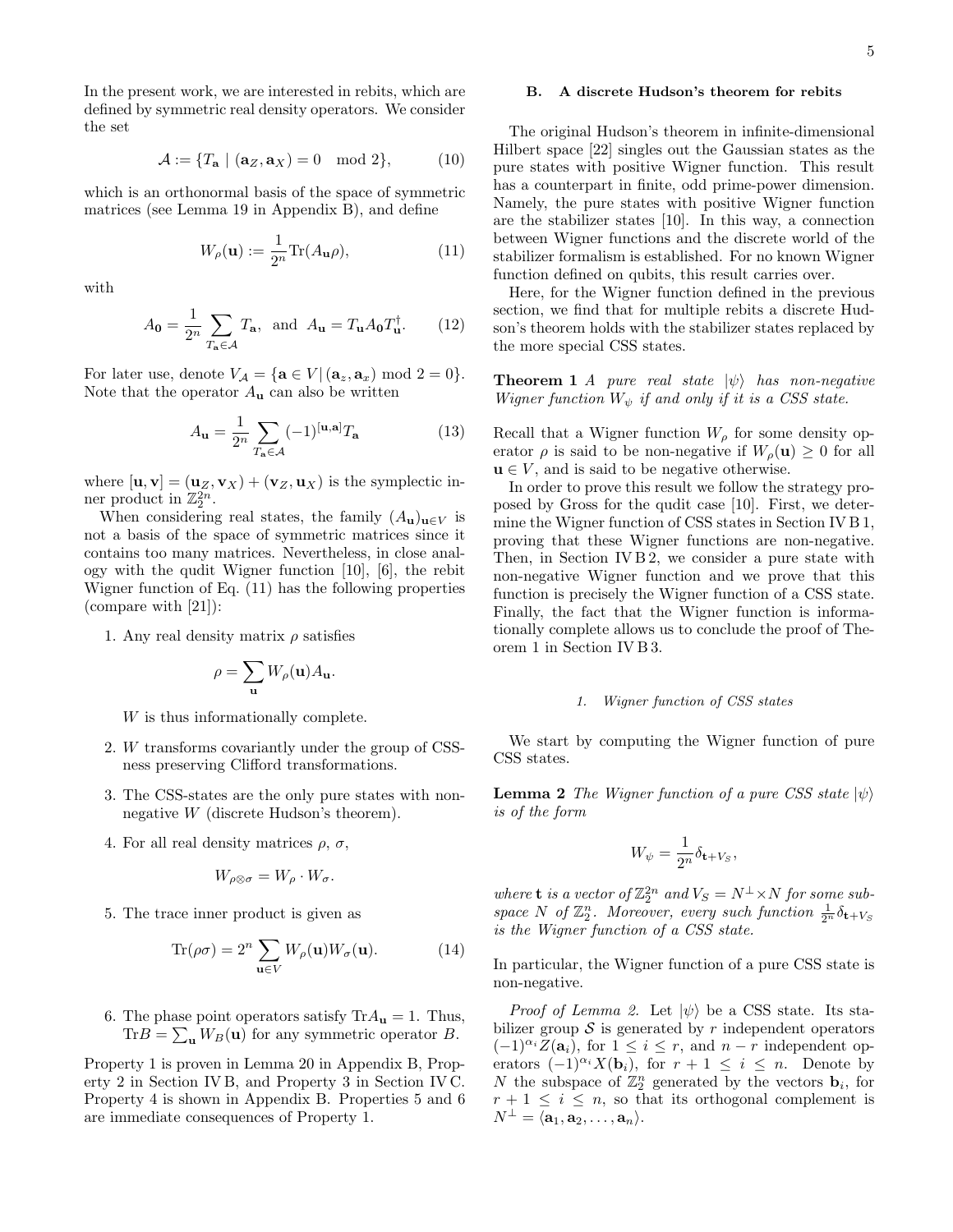In the present work, we are interested in rebits, which are defined by symmetric real density operators. We consider the set

$$\mathcal{A} := \{T_{\mathbf{a}} \mid (\mathbf{a}_Z, \mathbf{a}_X) = 0 \mod 2\}, \tag{10}$$

which is an orthonormal basis of the space of symmetric matrices (see Lemma 19 in Appendix B), and define

$$W_\rho(\mathbf{u}) := \frac{1}{2^n}\mathrm{Tr}(A_{\mathbf{u}}\rho), \tag{11}$$

with

$$A_{\mathbf{0}} = \frac{1}{2^n}\sum_{T_{\mathbf{a}}\in\mathcal{A}} T_{\mathbf{a}}, \text{ and } A_{\mathbf{u}} = T_{\mathbf{u}}A_{\mathbf{0}}T_{\mathbf{u}}^\dagger. \tag{12}$$

For later use, denote $V_{\mathcal{A}} = \{\mathbf{a} \in V \,|\, (\mathbf{a}_z, \mathbf{a}_x) \mod 2 = 0\}$. Note that the operator $A_{\mathbf{u}}$ can also be written

$$A_{\mathbf{u}} = \frac{1}{2^n}\sum_{T_{\mathbf{a}}\in\mathcal{A}} (-1)^{[\mathbf{u},\mathbf{a}]} T_{\mathbf{a}} \tag{13}$$

where $[\mathbf{u},\mathbf{v}] = (\mathbf{u}_Z, \mathbf{v}_X) + (\mathbf{v}_Z, \mathbf{u}_X)$ is the symplectic inner product in $\mathbb{Z}_2^{2n}$.

When considering real states, the family $(A_{\mathbf{u}})_{\mathbf{u}\in V}$ is not a basis of the space of symmetric matrices since it contains too many matrices. Nevertheless, in close analogy with the qudit Wigner function [10], [6], the rebit Wigner function of Eq. (11) has the following properties (compare with [21]):

1. Any real density matrix $\rho$ satisfies
$$\rho = \sum_{\mathbf{u}} W_\rho(\mathbf{u}) A_{\mathbf{u}}.$$
$W$ is thus informationally complete.

2. $W$ transforms covariantly under the group of CSS-ness preserving Clifford transformations.

3. The CSS-states are the only pure states with non-negative $W$ (discrete Hudson's theorem).

4. For all real density matrices $\rho$, $\sigma$,
$$W_{\rho\otimes\sigma} = W_\rho \cdot W_\sigma.$$

5. The trace inner product is given as
$$\mathrm{Tr}(\rho\sigma) = 2^n \sum_{\mathbf{u}\in V} W_\rho(\mathbf{u}) W_\sigma(\mathbf{u}). \tag{14}$$

6. The phase point operators satisfy $\mathrm{Tr}A_{\mathbf{u}} = 1$. Thus, $\mathrm{Tr}B = \sum_{\mathbf{u}} W_B(\mathbf{u})$ for any symmetric operator $B$.

Property 1 is proven in Lemma 20 in Appendix B, Property 2 in Section IV B, and Property 3 in Section IV C. Property 4 is shown in Appendix B. Properties 5 and 6 are immediate consequences of Property 1.

### B. A discrete Hudson's theorem for rebits

The original Hudson's theorem in infinite-dimensional Hilbert space [22] singles out the Gaussian states as the pure states with positive Wigner function. This result has a counterpart in finite, odd prime-power dimension. Namely, the pure states with positive Wigner function are the stabilizer states [10]. In this way, a connection between Wigner functions and the discrete world of the stabilizer formalism is established. For no known Wigner function defined on qubits, this result carries over.

Here, for the Wigner function defined in the previous section, we find that for multiple rebits a discrete Hudson's theorem holds with the stabilizer states replaced by the more special CSS states.

**Theorem 1** *A pure real state $|\psi\rangle$ has non-negative Wigner function $W_\psi$ if and only if it is a CSS state.*

Recall that a Wigner function $W_\rho$ for some density operator $\rho$ is said to be non-negative if $W_\rho(\mathbf{u}) \geq 0$ for all $\mathbf{u} \in V$, and is said to be negative otherwise.

In order to prove this result we follow the strategy proposed by Gross for the qudit case [10]. First, we determine the Wigner function of CSS states in Section IV B 1, proving that these Wigner functions are non-negative. Then, in Section IV B 2, we consider a pure state with non-negative Wigner function and we prove that this function is precisely the Wigner function of a CSS state. Finally, the fact that the Wigner function is informationally complete allows us to conclude the proof of Theorem 1 in Section IV B 3.

#### 1. Wigner function of CSS states

We start by computing the Wigner function of pure CSS states.

**Lemma 2** *The Wigner function of a pure CSS state $|\psi\rangle$ is of the form*

$$W_\psi = \frac{1}{2^n}\delta_{\mathbf{t}+V_S},$$

*where $\mathbf{t}$ is a vector of $\mathbb{Z}_2^{2n}$ and $V_S = N^\perp \times N$ for some subspace $N$ of $\mathbb{Z}_2^n$. Moreover, every such function $\frac{1}{2^n}\delta_{\mathbf{t}+V_S}$ is the Wigner function of a CSS state.*

In particular, the Wigner function of a pure CSS state is non-negative.

*Proof of Lemma 2.* Let $|\psi\rangle$ be a CSS state. Its stabilizer group $\mathcal{S}$ is generated by $r$ independent operators $(-1)^{\alpha_i}Z(\mathbf{a}_i)$, for $1 \leq i \leq r$, and $n-r$ independent operators $(-1)^{\alpha_i}X(\mathbf{b}_i)$, for $r+1 \leq i \leq n$. Denote by $N$ the subspace of $\mathbb{Z}_2^n$ generated by the vectors $\mathbf{b}_i$, for $r+1 \leq i \leq n$, so that its orthogonal complement is $N^\perp = \langle \mathbf{a}_1, \mathbf{a}_2, \ldots, \mathbf{a}_n\rangle$.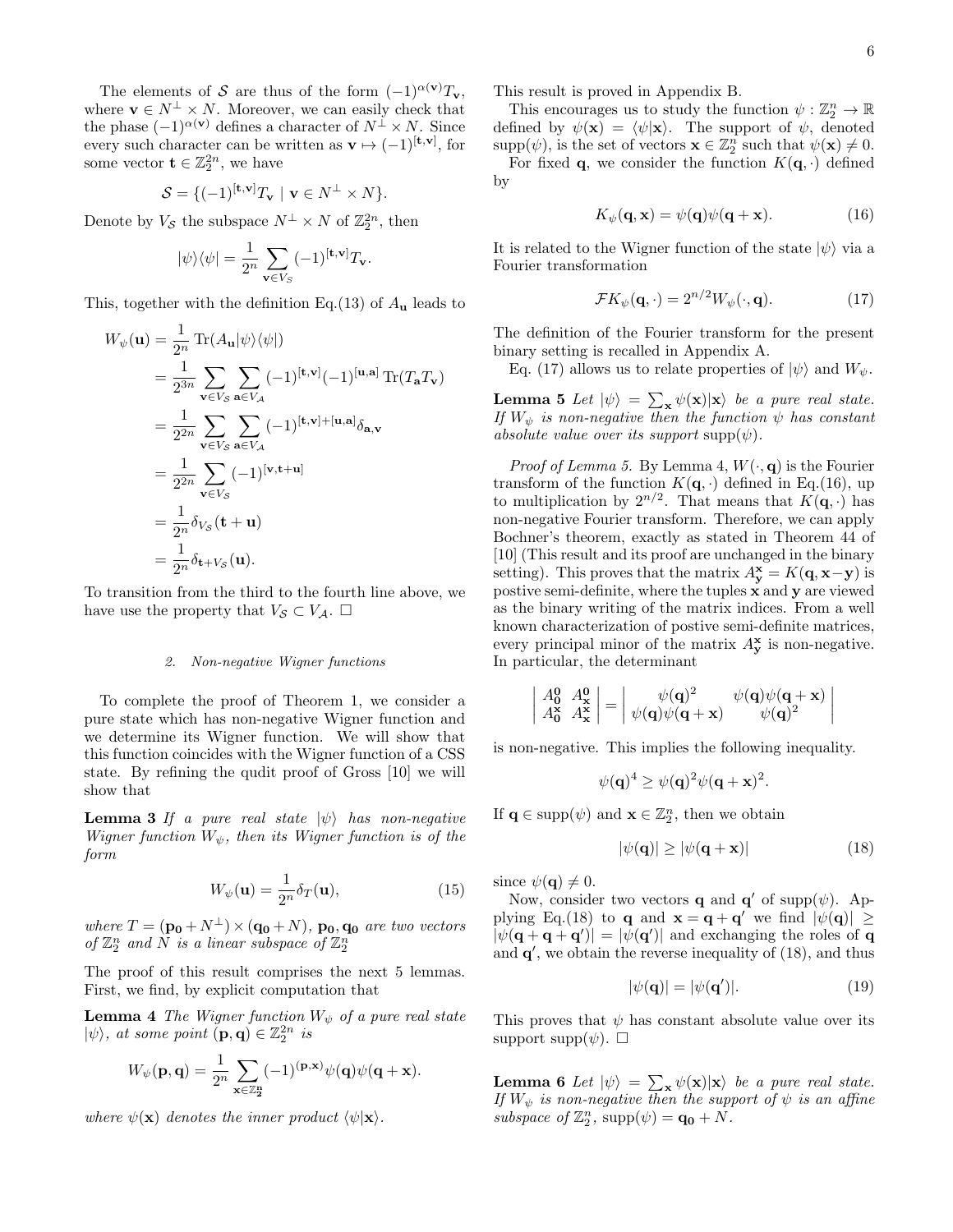The elements of $\mathcal{S}$ are thus of the form $(-1)^{\alpha(\mathbf{v})}T_{\mathbf{v}}$, where $\mathbf{v} \in N^\perp \times N$. Moreover, we can easily check that the phase $(-1)^{\alpha(\mathbf{v})}$ defines a character of $N^\perp \times N$. Since every such character can be written as $\mathbf{v} \mapsto (-1)^{[\mathbf{t},\mathbf{v}]}$, for some vector $\mathbf{t} \in \mathbb{Z}_2^{2n}$, we have

$$\mathcal{S} = \{(-1)^{[\mathbf{t},\mathbf{v}]}T_{\mathbf{v}} \mid \mathbf{v} \in N^\perp \times N\}.$$

Denote by $V_{\mathcal{S}}$ the subspace $N^\perp \times N$ of $\mathbb{Z}_2^{2n}$, then

$$|\psi\rangle\langle\psi| = \frac{1}{2^n} \sum_{\mathbf{v} \in V_{\mathcal{S}}} (-1)^{[\mathbf{t},\mathbf{v}]} T_{\mathbf{v}}.$$

This, together with the definition Eq.(13) of $A_{\mathbf{u}}$ leads to

$$\begin{aligned}
W_\psi(\mathbf{u}) &= \frac{1}{2^n} \operatorname{Tr}(A_{\mathbf{u}}|\psi\rangle\langle\psi|) \\
&= \frac{1}{2^{3n}} \sum_{\mathbf{v} \in V_{\mathcal{S}}} \sum_{\mathbf{a} \in V_{\mathcal{A}}} (-1)^{[\mathbf{t},\mathbf{v}]}(-1)^{[\mathbf{u},\mathbf{a}]} \operatorname{Tr}(T_{\mathbf{a}}T_{\mathbf{v}}) \\
&= \frac{1}{2^{2n}} \sum_{\mathbf{v} \in V_{\mathcal{S}}} \sum_{\mathbf{a} \in V_{\mathcal{A}}} (-1)^{[\mathbf{t},\mathbf{v}]+[\mathbf{u},\mathbf{a}]} \delta_{\mathbf{a},\mathbf{v}} \\
&= \frac{1}{2^{2n}} \sum_{\mathbf{v} \in V_{\mathcal{S}}} (-1)^{[\mathbf{v},\mathbf{t}+\mathbf{u}]} \\
&= \frac{1}{2^n} \delta_{V_{\mathcal{S}}}(\mathbf{t}+\mathbf{u}) \\
&= \frac{1}{2^n} \delta_{\mathbf{t}+V_{\mathcal{S}}}(\mathbf{u}).
\end{aligned}$$

To transition from the third to the fourth line above, we have use the property that $V_{\mathcal{S}} \subset V_{\mathcal{A}}$. □

### 2. Non-negative Wigner functions

To complete the proof of Theorem 1, we consider a pure state which has non-negative Wigner function and we determine its Wigner function. We will show that this function coincides with the Wigner function of a CSS state. By refining the qudit proof of Gross [10] we will show that

**Lemma 3** *If a pure real state $|\psi\rangle$ has non-negative Wigner function $W_\psi$, then its Wigner function is of the form*

$$W_\psi(\mathbf{u}) = \frac{1}{2^n}\delta_T(\mathbf{u}), \tag{15}$$

*where $T = (\mathbf{p_0} + N^\perp) \times (\mathbf{q_0} + N)$, $\mathbf{p_0}, \mathbf{q_0}$ are two vectors of $\mathbb{Z}_2^n$ and $N$ is a linear subspace of $\mathbb{Z}_2^n$*

The proof of this result comprises the next 5 lemmas. First, we find, by explicit computation that

**Lemma 4** *The Wigner function $W_\psi$ of a pure real state $|\psi\rangle$, at some point $(\mathbf{p}, \mathbf{q}) \in \mathbb{Z}_2^{2n}$ is*

$$W_\psi(\mathbf{p}, \mathbf{q}) = \frac{1}{2^n} \sum_{\mathbf{x} \in \mathbb{Z}_2^n} (-1)^{(\mathbf{p},\mathbf{x})} \psi(\mathbf{q})\psi(\mathbf{q}+\mathbf{x}).$$

*where $\psi(\mathbf{x})$ denotes the inner product $\langle\psi|\mathbf{x}\rangle$.*

This result is proved in Appendix B.

This encourages us to study the function $\psi : \mathbb{Z}_2^n \to \mathbb{R}$ defined by $\psi(\mathbf{x}) = \langle\psi|\mathbf{x}\rangle$. The support of $\psi$, denoted $\operatorname{supp}(\psi)$, is the set of vectors $\mathbf{x} \in \mathbb{Z}_2^n$ such that $\psi(\mathbf{x}) \neq 0$.

For fixed $\mathbf{q}$, we consider the function $K(\mathbf{q}, \cdot)$ defined by

$$K_\psi(\mathbf{q}, \mathbf{x}) = \psi(\mathbf{q})\psi(\mathbf{q}+\mathbf{x}). \tag{16}$$

It is related to the Wigner function of the state $|\psi\rangle$ via a Fourier transformation

$$\mathcal{F}K_\psi(\mathbf{q}, \cdot) = 2^{n/2} W_\psi(\cdot, \mathbf{q}). \tag{17}$$

The definition of the Fourier transform for the present binary setting is recalled in Appendix A.

Eq. (17) allows us to relate properties of $|\psi\rangle$ and $W_\psi$.

**Lemma 5** *Let $|\psi\rangle = \sum_{\mathbf{x}} \psi(\mathbf{x})|\mathbf{x}\rangle$ be a pure real state. If $W_\psi$ is non-negative then the function $\psi$ has constant absolute value over its support $\operatorname{supp}(\psi)$.*

*Proof of Lemma 5.* By Lemma 4, $W(\cdot, \mathbf{q})$ is the Fourier transform of the function $K(\mathbf{q}, \cdot)$ defined in Eq.(16), up to multiplication by $2^{n/2}$. That means that $K(\mathbf{q}, \cdot)$ has non-negative Fourier transform. Therefore, we can apply Bochner's theorem, exactly as stated in Theorem 44 of [10] (This result and its proof are unchanged in the binary setting). This proves that the matrix $A^{\mathbf{x}}_{\mathbf{y}} = K(\mathbf{q}, \mathbf{x}-\mathbf{y})$ is postive semi-definite, where the tuples $\mathbf{x}$ and $\mathbf{y}$ are viewed as the binary writing of the matrix indices. From a well known characterization of postive semi-definite matrices, every principal minor of the matrix $A^{\mathbf{x}}_{\mathbf{y}}$ is non-negative. In particular, the determinant

$$\begin{vmatrix} A^{\mathbf{0}}_{\mathbf{0}} & A^{\mathbf{0}}_{\mathbf{x}} \\ A^{\mathbf{x}}_{\mathbf{0}} & A^{\mathbf{x}}_{\mathbf{x}} \end{vmatrix} = \begin{vmatrix} \psi(\mathbf{q})^2 & \psi(\mathbf{q})\psi(\mathbf{q}+\mathbf{x}) \\ \psi(\mathbf{q})\psi(\mathbf{q}+\mathbf{x}) & \psi(\mathbf{q})^2 \end{vmatrix}$$

is non-negative. This implies the following inequality.

$$\psi(\mathbf{q})^4 \geq \psi(\mathbf{q})^2\psi(\mathbf{q}+\mathbf{x})^2.$$

If $\mathbf{q} \in \operatorname{supp}(\psi)$ and $\mathbf{x} \in \mathbb{Z}_2^n$, then we obtain

$$|\psi(\mathbf{q})| \geq |\psi(\mathbf{q}+\mathbf{x})| \tag{18}$$

since $\psi(\mathbf{q}) \neq 0$.

Now, consider two vectors $\mathbf{q}$ and $\mathbf{q}'$ of $\operatorname{supp}(\psi)$. Applying Eq.(18) to $\mathbf{q}$ and $\mathbf{x} = \mathbf{q}+\mathbf{q}'$ we find $|\psi(\mathbf{q})| \geq |\psi(\mathbf{q}+\mathbf{q}+\mathbf{q}')| = |\psi(\mathbf{q}')|$ and exchanging the roles of $\mathbf{q}$ and $\mathbf{q}'$, we obtain the reverse inequality of (18), and thus

$$|\psi(\mathbf{q})| = |\psi(\mathbf{q}')|. \tag{19}$$

This proves that $\psi$ has constant absolute value over its support $\operatorname{supp}(\psi)$. □

**Lemma 6** *Let $|\psi\rangle = \sum_{\mathbf{x}} \psi(\mathbf{x})|\mathbf{x}\rangle$ be a pure real state. If $W_\psi$ is non-negative then the support of $\psi$ is an affine subspace of $\mathbb{Z}_2^n$, $\operatorname{supp}(\psi) = \mathbf{q_0} + N$.*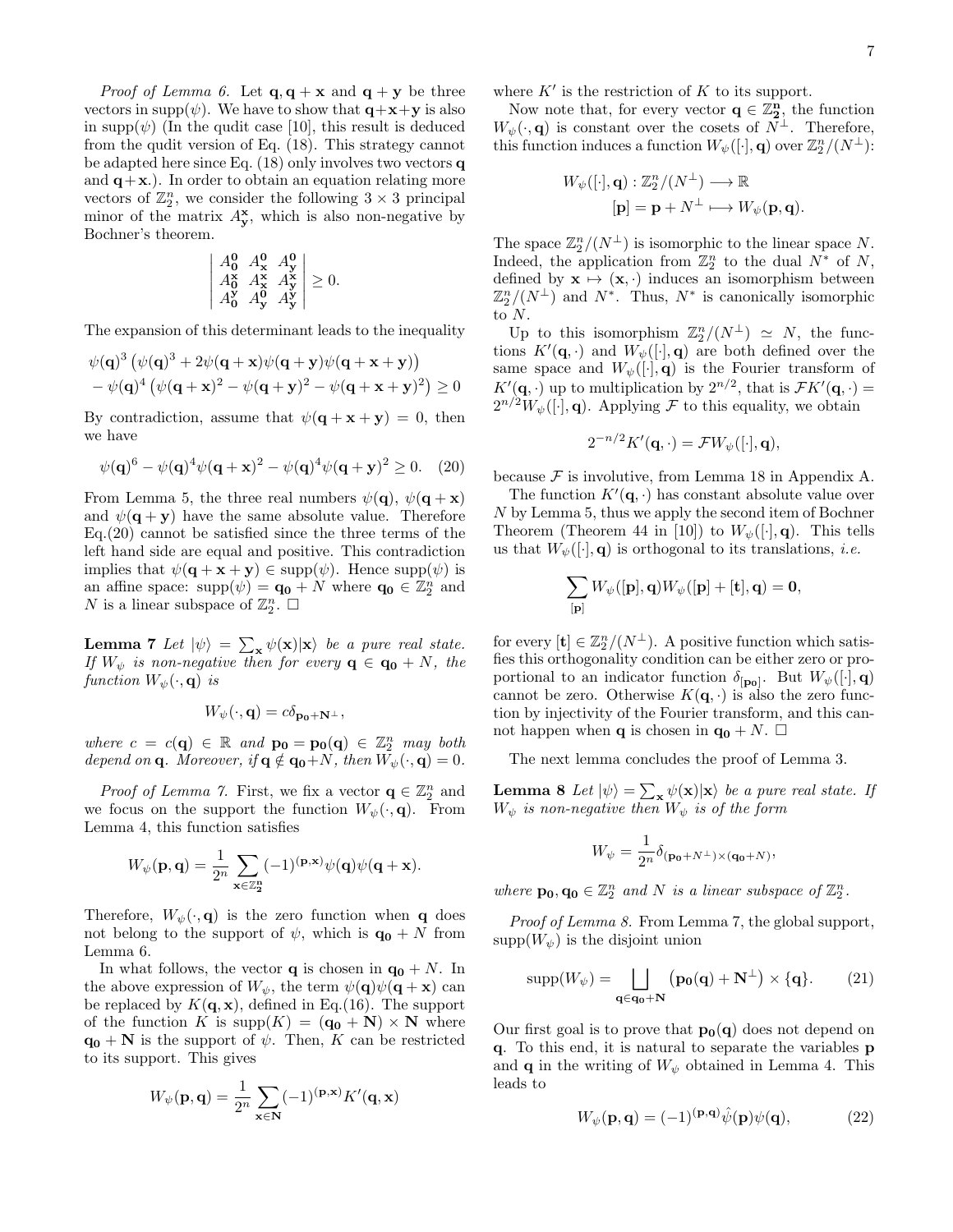*Proof of Lemma 6.* Let $\mathbf{q}, \mathbf{q}+\mathbf{x}$ and $\mathbf{q}+\mathbf{y}$ be three vectors in $\mathrm{supp}(\psi)$. We have to show that $\mathbf{q}+\mathbf{x}+\mathbf{y}$ is also in $\mathrm{supp}(\psi)$ (In the qudit case [10], this result is deduced from the qudit version of Eq. (18). This strategy cannot be adapted here since Eq. (18) only involves two vectors $\mathbf{q}$ and $\mathbf{q}+\mathbf{x}$.). In order to obtain an equation relating more vectors of $\mathbb{Z}_2^n$, we consider the following $3\times 3$ principal minor of the matrix $A_{\mathbf{y}}^{\mathbf{x}}$, which is also non-negative by Bochner's theorem.

$$\begin{vmatrix} A_{\mathbf{0}}^{\mathbf{0}} & A_{\mathbf{x}}^{\mathbf{0}} & A_{\mathbf{y}}^{\mathbf{0}} \\ A_{\mathbf{0}}^{\mathbf{x}} & A_{\mathbf{x}}^{\mathbf{x}} & A_{\mathbf{y}}^{\mathbf{x}} \\ A_{\mathbf{0}}^{\mathbf{y}} & A_{\mathbf{y}}^{\mathbf{0}} & A_{\mathbf{y}}^{\mathbf{y}} \end{vmatrix} \geq 0.$$

The expansion of this determinant leads to the inequality

$$\begin{aligned} &\psi(\mathbf{q})^3\left(\psi(\mathbf{q})^3 + 2\psi(\mathbf{q}+\mathbf{x})\psi(\mathbf{q}+\mathbf{y})\psi(\mathbf{q}+\mathbf{x}+\mathbf{y})\right) \\ &-\psi(\mathbf{q})^4\left(\psi(\mathbf{q}+\mathbf{x})^2 - \psi(\mathbf{q}+\mathbf{y})^2 - \psi(\mathbf{q}+\mathbf{x}+\mathbf{y})^2\right) \geq 0 \end{aligned}$$

By contradiction, assume that $\psi(\mathbf{q}+\mathbf{x}+\mathbf{y}) = 0$, then we have

$$\psi(\mathbf{q})^6 - \psi(\mathbf{q})^4\psi(\mathbf{q}+\mathbf{x})^2 - \psi(\mathbf{q})^4\psi(\mathbf{q}+\mathbf{y})^2 \geq 0. \quad (20)$$

From Lemma 5, the three real numbers $\psi(\mathbf{q})$, $\psi(\mathbf{q}+\mathbf{x})$ and $\psi(\mathbf{q}+\mathbf{y})$ have the same absolute value. Therefore Eq.(20) cannot be satisfied since the three terms of the left hand side are equal and positive. This contradiction implies that $\psi(\mathbf{q}+\mathbf{x}+\mathbf{y}) \in \mathrm{supp}(\psi)$. Hence $\mathrm{supp}(\psi)$ is an affine space: $\mathrm{supp}(\psi) = \mathbf{q_0} + N$ where $\mathbf{q_0} \in \mathbb{Z}_2^n$ and $N$ is a linear subspace of $\mathbb{Z}_2^n$. □

**Lemma 7** *Let $|\psi\rangle = \sum_{\mathbf{x}} \psi(\mathbf{x})|\mathbf{x}\rangle$ be a pure real state. If $W_\psi$ is non-negative then for every $\mathbf{q} \in \mathbf{q_0}+N$, the function $W_\psi(\cdot,\mathbf{q})$ is*

$$W_\psi(\cdot,\mathbf{q}) = c\delta_{\mathbf{p_0}+\mathbf{N}^\perp},$$

*where $c = c(\mathbf{q}) \in \mathbb{R}$ and $\mathbf{p_0} = \mathbf{p_0}(\mathbf{q}) \in \mathbb{Z}_2^n$ may both depend on $\mathbf{q}$. Moreover, if $\mathbf{q} \notin \mathbf{q_0}+N$, then $W_\psi(\cdot,\mathbf{q}) = 0$.*

*Proof of Lemma 7.* First, we fix a vector $\mathbf{q} \in \mathbb{Z}_2^n$ and we focus on the support the function $W_\psi(\cdot,\mathbf{q})$. From Lemma 4, this function satisfies

$$W_\psi(\mathbf{p},\mathbf{q}) = \frac{1}{2^n}\sum_{\mathbf{x}\in\mathbb{Z}_2^n}(-1)^{(\mathbf{p},\mathbf{x})}\psi(\mathbf{q})\psi(\mathbf{q}+\mathbf{x}).$$

Therefore, $W_\psi(\cdot,\mathbf{q})$ is the zero function when $\mathbf{q}$ does not belong to the support of $\psi$, which is $\mathbf{q_0}+N$ from Lemma 6.

In what follows, the vector $\mathbf{q}$ is chosen in $\mathbf{q_0}+N$. In the above expression of $W_\psi$, the term $\psi(\mathbf{q})\psi(\mathbf{q}+\mathbf{x})$ can be replaced by $K(\mathbf{q},\mathbf{x})$, defined in Eq.(16). The support of the function $K$ is $\mathrm{supp}(K) = (\mathbf{q_0}+\mathbf{N})\times\mathbf{N}$ where $\mathbf{q_0}+\mathbf{N}$ is the support of $\psi$. Then, $K$ can be restricted to its support. This gives

$$W_\psi(\mathbf{p},\mathbf{q}) = \frac{1}{2^n}\sum_{\mathbf{x}\in\mathbf{N}}(-1)^{(\mathbf{p},\mathbf{x})}K'(\mathbf{q},\mathbf{x})$$

where $K'$ is the restriction of $K$ to its support.

Now note that, for every vector $\mathbf{q} \in \mathbb{Z}_2^n$, the function $W_\psi(\cdot,\mathbf{q})$ is constant over the cosets of $N^\perp$. Therefore, this function induces a function $W_\psi([\cdot],\mathbf{q})$ over $\mathbb{Z}_2^n/(N^\perp)$:

$$\begin{aligned} W_\psi([\cdot],\mathbf{q}) : \mathbb{Z}_2^n/(N^\perp) &\longrightarrow \mathbb{R} \\ [\mathbf{p}] = \mathbf{p}+N^\perp &\longmapsto W_\psi(\mathbf{p},\mathbf{q}). \end{aligned}$$

The space $\mathbb{Z}_2^n/(N^\perp)$ is isomorphic to the linear space $N$. Indeed, the application from $\mathbb{Z}_2^n$ to the dual $N^*$ of $N$, defined by $\mathbf{x} \mapsto (\mathbf{x},\cdot)$ induces an isomorphism between $\mathbb{Z}_2^n/(N^\perp)$ and $N^*$. Thus, $N^*$ is canonically isomorphic to $N$.

Up to this isomorphism $\mathbb{Z}_2^n/(N^\perp) \simeq N$, the functions $K'(\mathbf{q},\cdot)$ and $W_\psi([\cdot],\mathbf{q})$ are both defined over the same space and $W_\psi([\cdot],\mathbf{q})$ is the Fourier transform of $K'(\mathbf{q},\cdot)$ up to multiplication by $2^{n/2}$, that is $\mathcal{F}K'(\mathbf{q},\cdot) = 2^{n/2}W_\psi([\cdot],\mathbf{q})$. Applying $\mathcal{F}$ to this equality, we obtain

$$2^{-n/2}K'(\mathbf{q},\cdot) = \mathcal{F}W_\psi([\cdot],\mathbf{q}),$$

because $\mathcal{F}$ is involutive, from Lemma 18 in Appendix A.

The function $K'(\mathbf{q},\cdot)$ has constant absolute value over $N$ by Lemma 5, thus we apply the second item of Bochner Theorem (Theorem 44 in [10]) to $W_\psi([\cdot],\mathbf{q})$. This tells us that $W_\psi([\cdot],\mathbf{q})$ is orthogonal to its translations, *i.e.*

$$\sum_{[\mathbf{p}]} W_\psi([\mathbf{p}],\mathbf{q})W_\psi([\mathbf{p}]+[\mathbf{t}],\mathbf{q}) = \mathbf{0},$$

for every $[\mathbf{t}] \in \mathbb{Z}_2^n/(N^\perp)$. A positive function which satisfies this orthogonality condition can be either zero or proportional to an indicator function $\delta_{[\mathbf{p_0}]}$. But $W_\psi([\cdot],\mathbf{q})$ cannot be zero. Otherwise $K(\mathbf{q},\cdot)$ is also the zero function by injectivity of the Fourier transform, and this cannot happen when $\mathbf{q}$ is chosen in $\mathbf{q_0}+N$. □

The next lemma concludes the proof of Lemma 3.

**Lemma 8** *Let $|\psi\rangle = \sum_{\mathbf{x}} \psi(\mathbf{x})|\mathbf{x}\rangle$ be a pure real state. If $W_\psi$ is non-negative then $W_\psi$ is of the form*

$$W_\psi = \frac{1}{2^n}\delta_{(\mathbf{p_0}+N^\perp)\times(\mathbf{q_0}+N)},$$

*where $\mathbf{p_0},\mathbf{q_0} \in \mathbb{Z}_2^n$ and $N$ is a linear subspace of $\mathbb{Z}_2^n$.*

*Proof of Lemma 8.* From Lemma 7, the global support, $\mathrm{supp}(W_\psi)$ is the disjoint union

$$\mathrm{supp}(W_\psi) = \bigsqcup_{\mathbf{q}\in\mathbf{q_0}+\mathbf{N}}\left(\mathbf{p_0}(\mathbf{q})+\mathbf{N}^\perp\right)\times\{\mathbf{q}\}. \quad (21)$$

Our first goal is to prove that $\mathbf{p_0}(\mathbf{q})$ does not depend on $\mathbf{q}$. To this end, it is natural to separate the variables $\mathbf{p}$ and $\mathbf{q}$ in the writing of $W_\psi$ obtained in Lemma 4. This leads to

$$W_\psi(\mathbf{p},\mathbf{q}) = (-1)^{(\mathbf{p},\mathbf{q})}\hat{\psi}(\mathbf{p})\psi(\mathbf{q}), \quad (22)$$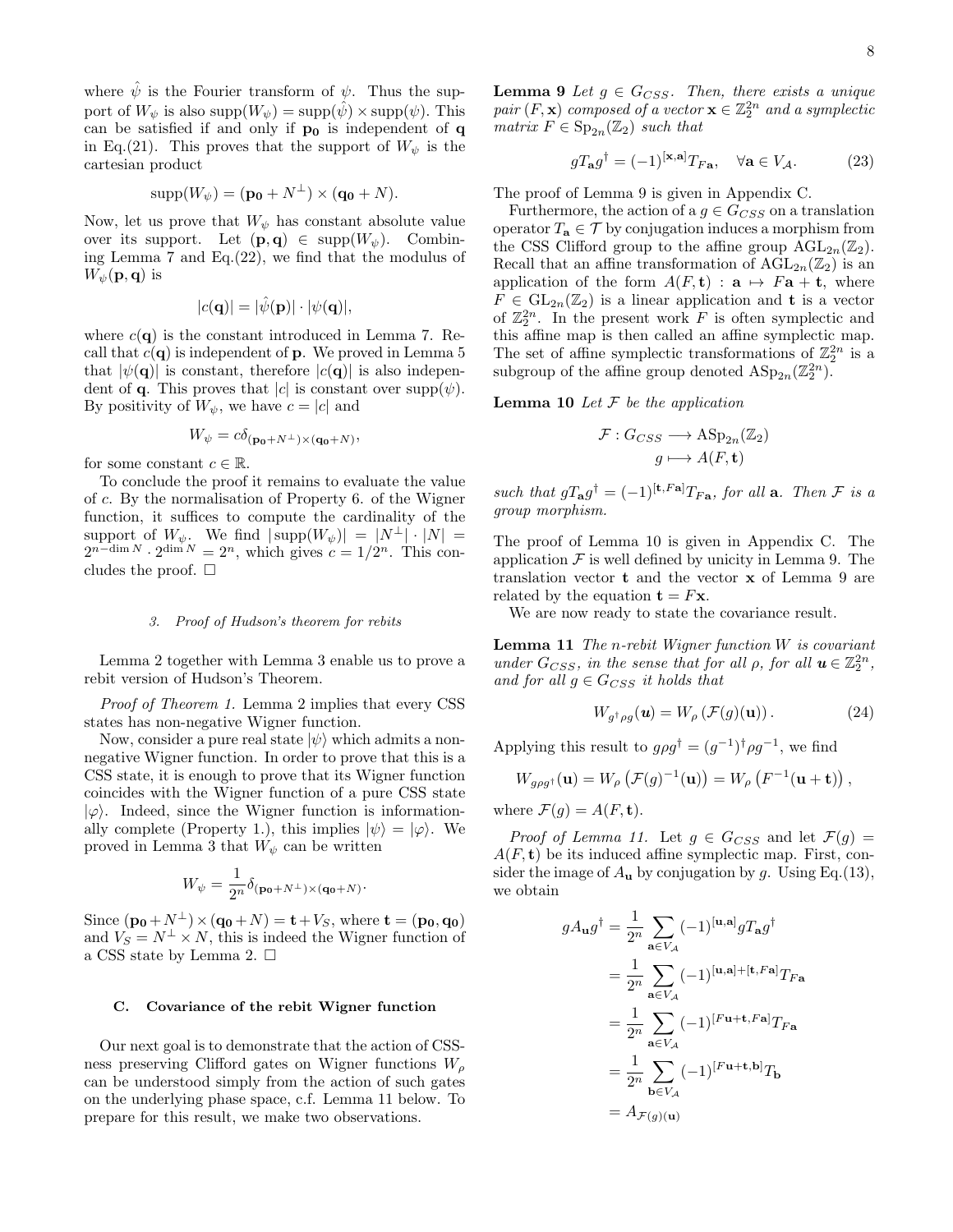where $\hat{\psi}$ is the Fourier transform of $\psi$. Thus the support of $W_\psi$ is also $\mathrm{supp}(W_\psi) = \mathrm{supp}(\hat{\psi}) \times \mathrm{supp}(\psi)$. This can be satisfied if and only if $\mathbf{p_0}$ is independent of $\mathbf{q}$ in Eq.(21). This proves that the support of $W_\psi$ is the cartesian product

$$\mathrm{supp}(W_\psi) = (\mathbf{p_0} + N^\perp) \times (\mathbf{q_0} + N).$$

Now, let us prove that $W_\psi$ has constant absolute value over its support. Let $(\mathbf{p}, \mathbf{q}) \in \mathrm{supp}(W_\psi)$. Combining Lemma 7 and Eq.(22), we find that the modulus of $W_\psi(\mathbf{p}, \mathbf{q})$ is

$$|c(\mathbf{q})| = |\hat{\psi}(\mathbf{p})| \cdot |\psi(\mathbf{q})|,$$

where $c(\mathbf{q})$ is the constant introduced in Lemma 7. Recall that $c(\mathbf{q})$ is independent of $\mathbf{p}$. We proved in Lemma 5 that $|\psi(\mathbf{q})|$ is constant, therefore $|c(\mathbf{q})|$ is also independent of $\mathbf{q}$. This proves that $|c|$ is constant over $\mathrm{supp}(\psi)$. By positivity of $W_\psi$, we have $c = |c|$ and

$$W_\psi = c\delta_{(\mathbf{p_0}+N^\perp)\times(\mathbf{q_0}+N)},$$

for some constant $c \in \mathbb{R}$.

To conclude the proof it remains to evaluate the value of $c$. By the normalisation of Property 6. of the Wigner function, it suffices to compute the cardinality of the support of $W_\psi$. We find $|\,\mathrm{supp}(W_\psi)| = |N^\perp| \cdot |N| = 2^{n-\dim N} \cdot 2^{\dim N} = 2^n$, which gives $c = 1/2^n$. This concludes the proof. $\square$

### 3. Proof of Hudson's theorem for rebits

Lemma 2 together with Lemma 3 enable us to prove a rebit version of Hudson's Theorem.

*Proof of Theorem 1.* Lemma 2 implies that every CSS states has non-negative Wigner function.

Now, consider a pure real state $|\psi\rangle$ which admits a non-negative Wigner function. In order to prove that this is a CSS state, it is enough to prove that its Wigner function coincides with the Wigner function of a pure CSS state $|\varphi\rangle$. Indeed, since the Wigner function is informationally complete (Property 1.), this implies $|\psi\rangle = |\varphi\rangle$. We proved in Lemma 3 that $W_\psi$ can be written

$$W_\psi = \frac{1}{2^n}\delta_{(\mathbf{p_0}+N^\perp)\times(\mathbf{q_0}+N)}.$$

Since $(\mathbf{p_0}+N^\perp)\times(\mathbf{q_0}+N) = \mathbf{t}+V_S$, where $\mathbf{t} = (\mathbf{p_0}, \mathbf{q_0})$ and $V_S = N^\perp \times N$, this is indeed the Wigner function of a CSS state by Lemma 2. $\square$

## C. Covariance of the rebit Wigner function

Our next goal is to demonstrate that the action of CSS-ness preserving Clifford gates on Wigner functions $W_\rho$ can be understood simply from the action of such gates on the underlying phase space, c.f. Lemma 11 below. To prepare for this result, we make two observations.

**Lemma 9** *Let $g \in G_{CSS}$. Then, there exists a unique pair $(F, \mathbf{x})$ composed of a vector $\mathbf{x} \in \mathbb{Z}_2^{2n}$ and a symplectic matrix $F \in \mathrm{Sp}_{2n}(\mathbb{Z}_2)$ such that*

$$gT_\mathbf{a}g^\dagger = (-1)^{[\mathbf{x},\mathbf{a}]}T_{F\mathbf{a}}, \quad \forall \mathbf{a} \in V_\mathcal{A}. \tag{23}$$

The proof of Lemma 9 is given in Appendix C.

Furthermore, the action of a $g \in G_{CSS}$ on a translation operator $T_\mathbf{a} \in \mathcal{T}$ by conjugation induces a morphism from the CSS Clifford group to the affine group $\mathrm{AGL}_{2n}(\mathbb{Z}_2)$. Recall that an affine transformation of $\mathrm{AGL}_{2n}(\mathbb{Z}_2)$ is an application of the form $A(F, \mathbf{t}) : \mathbf{a} \mapsto F\mathbf{a} + \mathbf{t}$, where $F \in \mathrm{GL}_{2n}(\mathbb{Z}_2)$ is a linear application and $\mathbf{t}$ is a vector of $\mathbb{Z}_2^{2n}$. In the present work $F$ is often symplectic and this affine map is then called an affine symplectic map. The set of affine symplectic transformations of $\mathbb{Z}_2^{2n}$ is a subgroup of the affine group denoted $\mathrm{ASp}_{2n}(\mathbb{Z}_2^{2n})$.

**Lemma 10** *Let $\mathcal{F}$ be the application*

$$\begin{aligned} \mathcal{F} : G_{CSS} &\longrightarrow \mathrm{ASp}_{2n}(\mathbb{Z}_2) \\ g &\longmapsto A(F, \mathbf{t}) \end{aligned}$$

*such that $gT_\mathbf{a}g^\dagger = (-1)^{[\mathbf{t},F\mathbf{a}]}T_{F\mathbf{a}}$, for all $\mathbf{a}$. Then $\mathcal{F}$ is a group morphism.*

The proof of Lemma 10 is given in Appendix C. The application $\mathcal{F}$ is well defined by unicity in Lemma 9. The translation vector $\mathbf{t}$ and the vector $\mathbf{x}$ of Lemma 9 are related by the equation $\mathbf{t} = F\mathbf{x}$.

We are now ready to state the covariance result.

**Lemma 11** *The $n$-rebit Wigner function $W$ is covariant under $G_{CSS}$, in the sense that for all $\rho$, for all $\boldsymbol{u} \in \mathbb{Z}_2^{2n}$, and for all $g \in G_{CSS}$ it holds that*

$$W_{g^\dagger\rho g}(\boldsymbol{u}) = W_\rho\left(\mathcal{F}(g)(\boldsymbol{u})\right). \tag{24}$$

Applying this result to $g\rho g^\dagger = (g^{-1})^\dagger\rho g^{-1}$, we find

$$W_{g\rho g^\dagger}(\mathbf{u}) = W_\rho\left(\mathcal{F}(g)^{-1}(\mathbf{u})\right) = W_\rho\left(F^{-1}(\mathbf{u}+\mathbf{t})\right),$$

where $\mathcal{F}(g) = A(F, \mathbf{t})$.

*Proof of Lemma 11.* Let $g \in G_{CSS}$ and let $\mathcal{F}(g) = A(F, \mathbf{t})$ be its induced affine symplectic map. First, consider the image of $A_\mathbf{u}$ by conjugation by $g$. Using Eq.(13), we obtain

$$\begin{aligned} gA_\mathbf{u}g^\dagger &= \frac{1}{2^n}\sum_{\mathbf{a}\in V_\mathcal{A}}(-1)^{[\mathbf{u},\mathbf{a}]}gT_\mathbf{a}g^\dagger \\ &= \frac{1}{2^n}\sum_{\mathbf{a}\in V_\mathcal{A}}(-1)^{[\mathbf{u},\mathbf{a}]+[\mathbf{t},F\mathbf{a}]}T_{F\mathbf{a}} \\ &= \frac{1}{2^n}\sum_{\mathbf{a}\in V_\mathcal{A}}(-1)^{[F\mathbf{u}+\mathbf{t},F\mathbf{a}]}T_{F\mathbf{a}} \\ &= \frac{1}{2^n}\sum_{\mathbf{b}\in V_\mathcal{A}}(-1)^{[F\mathbf{u}+\mathbf{t},\mathbf{b}]}T_\mathbf{b} \\ &= A_{\mathcal{F}(g)(\mathbf{u})} \end{aligned}$$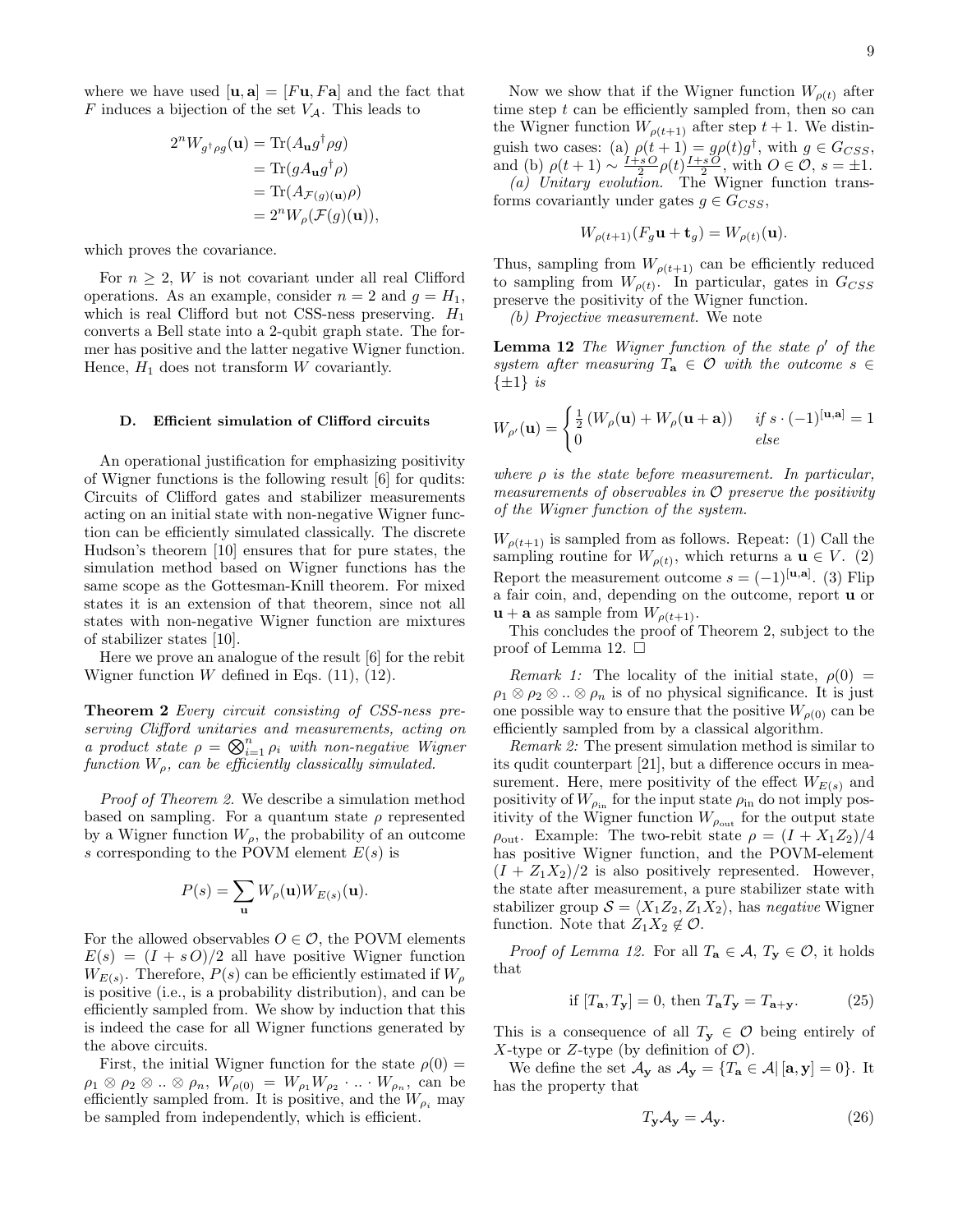where we have used $[\mathbf{u}, \mathbf{a}] = [F\mathbf{u}, F\mathbf{a}]$ and the fact that $F$ induces a bijection of the set $V_\mathcal{A}$. This leads to

$$
\begin{aligned}
2^n W_{g^\dagger \rho g}(\mathbf{u}) &= \mathrm{Tr}(A_\mathbf{u} g^\dagger \rho g)\\
&= \mathrm{Tr}(g A_\mathbf{u} g^\dagger \rho)\\
&= \mathrm{Tr}(A_{\mathcal{F}(g)(\mathbf{u})}\rho)\\
&= 2^n W_\rho(\mathcal{F}(g)(\mathbf{u})),
\end{aligned}
$$

which proves the covariance.

For $n \geq 2$, $W$ is not covariant under all real Clifford operations. As an example, consider $n = 2$ and $g = H_1$, which is real Clifford but not CSS-ness preserving. $H_1$ converts a Bell state into a 2-qubit graph state. The former has positive and the latter negative Wigner function. Hence, $H_1$ does not transform $W$ covariantly.

### D. Efficient simulation of Clifford circuits

An operational justification for emphasizing positivity of Wigner functions is the following result [6] for qudits: Circuits of Clifford gates and stabilizer measurements acting on an initial state with non-negative Wigner function can be efficiently simulated classically. The discrete Hudson's theorem [10] ensures that for pure states, the simulation method based on Wigner functions has the same scope as the Gottesman-Knill theorem. For mixed states it is an extension of that theorem, since not all states with non-negative Wigner function are mixtures of stabilizer states [10].

Here we prove an analogue of the result [6] for the rebit Wigner function $W$ defined in Eqs. (11), (12).

**Theorem 2** *Every circuit consisting of CSS-ness preserving Clifford unitaries and measurements, acting on a product state $\rho = \bigotimes_{i=1}^n \rho_i$ with non-negative Wigner function $W_\rho$, can be efficiently classically simulated.*

*Proof of Theorem 2.* We describe a simulation method based on sampling. For a quantum state $\rho$ represented by a Wigner function $W_\rho$, the probability of an outcome $s$ corresponding to the POVM element $E(s)$ is

$$
P(s) = \sum_\mathbf{u} W_\rho(\mathbf{u}) W_{E(s)}(\mathbf{u}).
$$

For the allowed observables $O \in \mathcal{O}$, the POVM elements $E(s) = (I + s\,O)/2$ all have positive Wigner function $W_{E(s)}$. Therefore, $P(s)$ can be efficiently estimated if $W_\rho$ is positive (i.e., is a probability distribution), and can be efficiently sampled from. We show by induction that this is indeed the case for all Wigner functions generated by the above circuits.

First, the initial Wigner function for the state $\rho(0) = \rho_1 \otimes \rho_2 \otimes .. \otimes \rho_n$, $W_{\rho(0)} = W_{\rho_1} W_{\rho_2} \cdot .. \cdot W_{\rho_n}$, can be efficiently sampled from. It is positive, and the $W_{\rho_i}$ may be sampled from independently, which is efficient.

Now we show that if the Wigner function $W_{\rho(t)}$ after time step $t$ can be efficiently sampled from, then so can the Wigner function $W_{\rho(t+1)}$ after step $t+1$. We distinguish two cases: (a) $\rho(t+1) = g\rho(t)g^\dagger$, with $g \in G_{CSS}$, and (b) $\rho(t+1) \sim \frac{I+s\,O}{2}\rho(t)\frac{I+s\,O}{2}$, with $O \in \mathcal{O}$, $s = \pm 1$.

*(a) Unitary evolution.* The Wigner function transforms covariantly under gates $g \in G_{CSS}$,

$$
W_{\rho(t+1)}(F_g \mathbf{u} + \mathbf{t}_g) = W_{\rho(t)}(\mathbf{u}).
$$

Thus, sampling from $W_{\rho(t+1)}$ can be efficiently reduced to sampling from $W_{\rho(t)}$. In particular, gates in $G_{CSS}$ preserve the positivity of the Wigner function.

*(b) Projective measurement.* We note

**Lemma 12** *The Wigner function of the state $\rho'$ of the system after measuring $T_\mathbf{a} \in \mathcal{O}$ with the outcome $s \in \{\pm 1\}$ is*

$$
W_{\rho'}(\mathbf{u}) = \begin{cases} \frac{1}{2}\left(W_\rho(\mathbf{u}) + W_\rho(\mathbf{u}+\mathbf{a})\right) & \text{if } s \cdot (-1)^{[\mathbf{u},\mathbf{a}]} = 1 \\ 0 & \text{else} \end{cases}
$$

*where $\rho$ is the state before measurement. In particular, measurements of observables in $\mathcal{O}$ preserve the positivity of the Wigner function of the system.*

$W_{\rho(t+1)}$ is sampled from as follows. Repeat: (1) Call the sampling routine for $W_{\rho(t)}$, which returns a $\mathbf{u} \in V$. (2) Report the measurement outcome $s = (-1)^{[\mathbf{u},\mathbf{a}]}$. (3) Flip a fair coin, and, depending on the outcome, report $\mathbf{u}$ or $\mathbf{u}+\mathbf{a}$ as sample from $W_{\rho(t+1)}$.

This concludes the proof of Theorem 2, subject to the proof of Lemma 12. $\square$

*Remark 1:* The locality of the initial state, $\rho(0) = \rho_1 \otimes \rho_2 \otimes .. \otimes \rho_n$ is of no physical significance. It is just one possible way to ensure that the positive $W_{\rho(0)}$ can be efficiently sampled from by a classical algorithm.

*Remark 2:* The present simulation method is similar to its qudit counterpart [21], but a difference occurs in measurement. Here, mere positivity of the effect $W_{E(s)}$ and positivity of $W_{\rho_\text{in}}$ for the input state $\rho_\text{in}$ do not imply positivity of the Wigner function $W_{\rho_\text{out}}$ for the output state $\rho_\text{out}$. Example: The two-rebit state $\rho = (I + X_1 Z_2)/4$ has positive Wigner function, and the POVM-element $(I + Z_1 X_2)/2$ is also positively represented. However, the state after measurement, a pure stabilizer state with stabilizer group $\mathcal{S} = \langle X_1 Z_2, Z_1 X_2 \rangle$, has *negative* Wigner function. Note that $Z_1 X_2 \notin \mathcal{O}$.

*Proof of Lemma 12.* For all $T_\mathbf{a} \in \mathcal{A}$, $T_\mathbf{y} \in \mathcal{O}$, it holds that

$$
\text{if } [T_\mathbf{a}, T_\mathbf{y}] = 0, \text{ then } T_\mathbf{a} T_\mathbf{y} = T_{\mathbf{a}+\mathbf{y}}. \tag{25}
$$

This is a consequence of all $T_\mathbf{y} \in \mathcal{O}$ being entirely of $X$-type or $Z$-type (by definition of $\mathcal{O}$).

We define the set $\mathcal{A}_\mathbf{y}$ as $\mathcal{A}_\mathbf{y} = \{T_\mathbf{a} \in \mathcal{A} | \, [\mathbf{a}, \mathbf{y}] = 0\}$. It has the property that

$$
T_\mathbf{y} \mathcal{A}_\mathbf{y} = \mathcal{A}_\mathbf{y}. \tag{26}
$$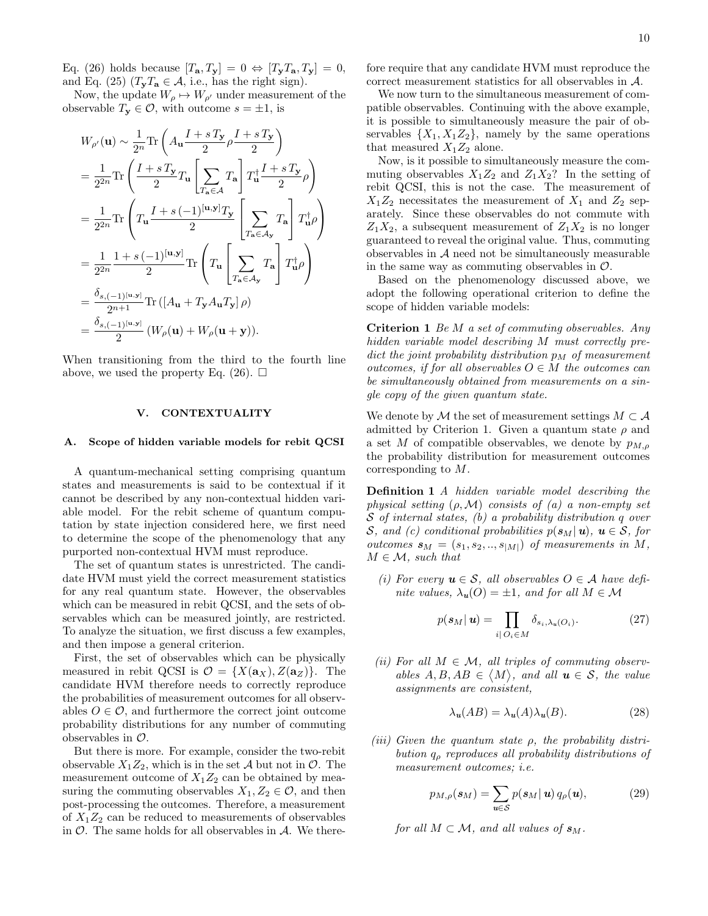Eq. (26) holds because $[T_\mathbf{a}, T_\mathbf{y}] = 0 \Leftrightarrow [T_\mathbf{y} T_\mathbf{a}, T_\mathbf{y}] = 0$, and Eq. (25) ($T_\mathbf{y} T_\mathbf{a} \in \mathcal{A}$, i.e., has the right sign).

Now, the update $W_\rho \mapsto W_{\rho'}$ under measurement of the observable $T_\mathbf{y} \in \mathcal{O}$, with outcome $s = \pm 1$, is

$$
\begin{aligned}
W_{\rho'}(\mathbf{u}) &\sim \frac{1}{2^n} \text{Tr}\left( A_\mathbf{u} \frac{I + s\, T_\mathbf{y}}{2} \rho \frac{I + s\, T_\mathbf{y}}{2} \right) \\
&= \frac{1}{2^{2n}} \text{Tr}\left( \frac{I + s\, T_\mathbf{y}}{2} T_\mathbf{u} \left[ \sum_{T_\mathbf{a} \in \mathcal{A}} T_\mathbf{a} \right] T_\mathbf{u}^\dagger \frac{I + s\, T_\mathbf{y}}{2} \rho \right) \\
&= \frac{1}{2^{2n}} \text{Tr}\left( T_\mathbf{u} \frac{I + s\, (-1)^{[\mathbf{u},\mathbf{y}]} T_\mathbf{y}}{2} \left[ \sum_{T_\mathbf{a} \in \mathcal{A}_\mathbf{y}} T_\mathbf{a} \right] T_\mathbf{u}^\dagger \rho \right) \\
&= \frac{1}{2^{2n}} \frac{1 + s\, (-1)^{[\mathbf{u},\mathbf{y}]}}{2} \text{Tr}\left( T_\mathbf{u} \left[ \sum_{T_\mathbf{a} \in \mathcal{A}_\mathbf{y}} T_\mathbf{a} \right] T_\mathbf{u}^\dagger \rho \right) \\
&= \frac{\delta_{s,(-1)^{[\mathbf{u},\mathbf{y}]}}}{2^{n+1}} \text{Tr}\left( [A_\mathbf{u} + T_\mathbf{y} A_\mathbf{u} T_\mathbf{y}]\, \rho \right) \\
&= \frac{\delta_{s,(-1)^{[\mathbf{u},\mathbf{y}]}}}{2} \left( W_\rho(\mathbf{u}) + W_\rho(\mathbf{u} + \mathbf{y}) \right).
\end{aligned}
$$

When transitioning from the third to the fourth line above, we used the property Eq. (26). $\square$

## V. CONTEXTUALITY

### A. Scope of hidden variable models for rebit QCSI

A quantum-mechanical setting comprising quantum states and measurements is said to be contextual if it cannot be described by any non-contextual hidden variable model. For the rebit scheme of quantum computation by state injection considered here, we first need to determine the scope of the phenomenology that any purported non-contextual HVM must reproduce.

The set of quantum states is unrestricted. The candidate HVM must yield the correct measurement statistics for any real quantum state. However, the observables which can be measured in rebit QCSI, and the sets of observables which can be measured jointly, are restricted. To analyze the situation, we first discuss a few examples, and then impose a general criterion.

First, the set of observables which can be physically measured in rebit QCSI is $\mathcal{O} = \{X(\mathbf{a}_X), Z(\mathbf{a}_Z)\}$. The candidate HVM therefore needs to correctly reproduce the probabilities of measurement outcomes for all observables $O \in \mathcal{O}$, and furthermore the correct joint outcome probability distributions for any number of commuting observables in $\mathcal{O}$.

But there is more. For example, consider the two-rebit observable $X_1 Z_2$, which is in the set $\mathcal{A}$ but not in $\mathcal{O}$. The measurement outcome of $X_1 Z_2$ can be obtained by measuring the commuting observables $X_1, Z_2 \in \mathcal{O}$, and then post-processing the outcomes. Therefore, a measurement of $X_1 Z_2$ can be reduced to measurements of observables in $\mathcal{O}$. The same holds for all observables in $\mathcal{A}$. We therefore require that any candidate HVM must reproduce the correct measurement statistics for all observables in $\mathcal{A}$.

We now turn to the simultaneous measurement of compatible observables. Continuing with the above example, it is possible to simultaneously measure the pair of observables $\{X_1, X_1 Z_2\}$, namely by the same operations that measured $X_1 Z_2$ alone.

Now, is it possible to simultaneously measure the commuting observables $X_1 Z_2$ and $Z_1 X_2$? In the setting of rebit QCSI, this is not the case. The measurement of $X_1 Z_2$ necessitates the measurement of $X_1$ and $Z_2$ separately. Since these observables do not commute with $Z_1 X_2$, a subsequent measurement of $Z_1 X_2$ is no longer guaranteed to reveal the original value. Thus, commuting observables in $\mathcal{A}$ need not be simultaneously measurable in the same way as commuting observables in $\mathcal{O}$.

Based on the phenomenology discussed above, we adopt the following operational criterion to define the scope of hidden variable models:

**Criterion 1** *Be $M$ a set of commuting observables. Any hidden variable model describing $M$ must correctly predict the joint probability distribution $p_M$ of measurement outcomes, if for all observables $O \in M$ the outcomes can be simultaneously obtained from measurements on a single copy of the given quantum state.*

We denote by $\mathcal{M}$ the set of measurement settings $M \subset \mathcal{A}$ admitted by Criterion 1. Given a quantum state $\rho$ and a set $M$ of compatible observables, we denote by $p_{M,\rho}$ the probability distribution for measurement outcomes corresponding to $M$.

**Definition 1** *A hidden variable model describing the physical setting $(\rho, \mathcal{M})$ consists of (a) a non-empty set $\mathcal{S}$ of internal states, (b) a probability distribution $q$ over $\mathcal{S}$, and (c) conditional probabilities $p(\boldsymbol{s}_M | \boldsymbol{u})$, $\boldsymbol{u} \in \mathcal{S}$, for outcomes $\boldsymbol{s}_M = (s_1, s_2, .., s_{|M|})$ of measurements in $M$, $M \in \mathcal{M}$, such that*

*(i) For every $\boldsymbol{u} \in \mathcal{S}$, all observables $O \in \mathcal{A}$ have definite values, $\lambda_{\boldsymbol{u}}(O) = \pm 1$, and for all $M \in \mathcal{M}$*

$$p(\boldsymbol{s}_M | \boldsymbol{u}) = \prod_{i|\, O_i \in M} \delta_{s_i, \lambda_{\boldsymbol{u}}(O_i)}. \tag{27}$$

*(ii) For all $M \in \mathcal{M}$, all triples of commuting observables $A, B, AB \in \langle M \rangle$, and all $\boldsymbol{u} \in \mathcal{S}$, the value assignments are consistent,*

$$\lambda_{\boldsymbol{u}}(AB) = \lambda_{\boldsymbol{u}}(A) \lambda_{\boldsymbol{u}}(B). \tag{28}$$

*(iii) Given the quantum state $\rho$, the probability distribution $q_\rho$ reproduces all probability distributions of measurement outcomes; i.e.*

$$p_{M,\rho}(\boldsymbol{s}_M) = \sum_{\boldsymbol{u} \in \mathcal{S}} p(\boldsymbol{s}_M | \boldsymbol{u})\, q_\rho(\boldsymbol{u}), \tag{29}$$

*for all $M \subset \mathcal{M}$, and all values of $\boldsymbol{s}_M$.*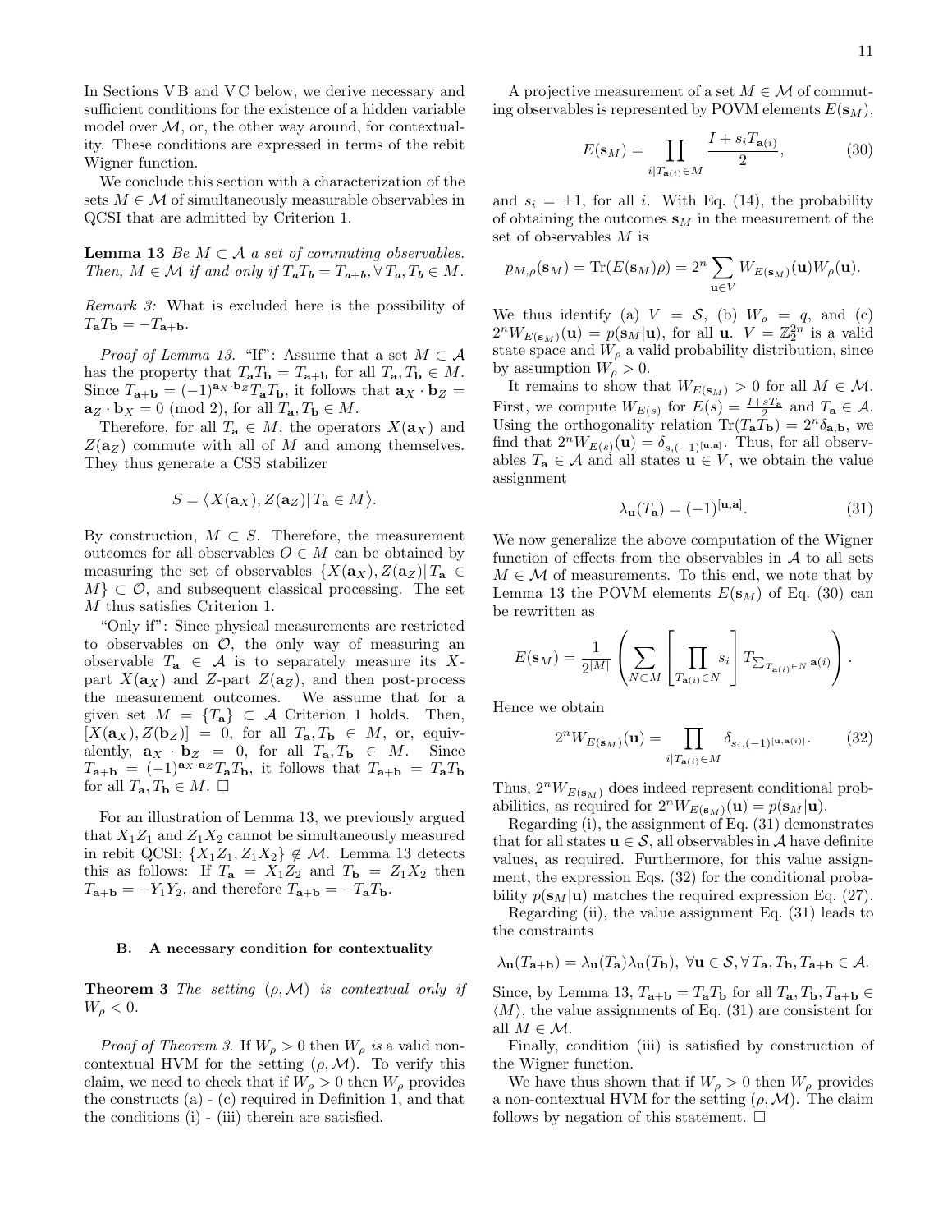In Sections V B and V C below, we derive necessary and sufficient conditions for the existence of a hidden variable model over $\mathcal{M}$, or, the other way around, for contextuality. These conditions are expressed in terms of the rebit Wigner function.

We conclude this section with a characterization of the sets $M \in \mathcal{M}$ of simultaneously measurable observables in QCSI that are admitted by Criterion 1.

**Lemma 13** *Be $M \subset \mathcal{A}$ a set of commuting observables. Then, $M \in \mathcal{M}$ if and only if $T_\mathbf{a} T_\mathbf{b} = T_{\mathbf{a}+\mathbf{b}}, \forall\, T_\mathbf{a}, T_\mathbf{b} \in M$.*

*Remark 3:* What is excluded here is the possibility of $T_\mathbf{a} T_\mathbf{b} = -T_{\mathbf{a}+\mathbf{b}}$.

*Proof of Lemma 13.* "If": Assume that a set $M \subset \mathcal{A}$ has the property that $T_\mathbf{a} T_\mathbf{b} = T_{\mathbf{a}+\mathbf{b}}$ for all $T_\mathbf{a}, T_\mathbf{b} \in M$. Since $T_{\mathbf{a}+\mathbf{b}} = (-1)^{\mathbf{a}_X \cdot \mathbf{b}_Z} T_\mathbf{a} T_\mathbf{b}$, it follows that $\mathbf{a}_X \cdot \mathbf{b}_Z = \mathbf{a}_Z \cdot \mathbf{b}_X = 0 \pmod 2$, for all $T_\mathbf{a}, T_\mathbf{b} \in M$.

Therefore, for all $T_\mathbf{a} \in M$, the operators $X(\mathbf{a}_X)$ and $Z(\mathbf{a}_Z)$ commute with all of $M$ and among themselves. They thus generate a CSS stabilizer

$$S = \langle X(\mathbf{a}_X), Z(\mathbf{a}_Z) |\, T_\mathbf{a} \in M \rangle.$$

By construction, $M \subset S$. Therefore, the measurement outcomes for all observables $O \in M$ can be obtained by measuring the set of observables $\{X(\mathbf{a}_X), Z(\mathbf{a}_Z) |\, T_\mathbf{a} \in M\} \subset \mathcal{O}$, and subsequent classical processing. The set $M$ thus satisfies Criterion 1.

"Only if": Since physical measurements are restricted to observables on $\mathcal{O}$, the only way of measuring an observable $T_\mathbf{a} \in \mathcal{A}$ is to separately measure its $X$-part $X(\mathbf{a}_X)$ and $Z$-part $Z(\mathbf{a}_Z)$, and then post-process the measurement outcomes. We assume that for a given set $M = \{T_\mathbf{a}\} \subset \mathcal{A}$ Criterion 1 holds. Then, $[X(\mathbf{a}_X), Z(\mathbf{b}_Z)] = 0$, for all $T_\mathbf{a}, T_\mathbf{b} \in M$, or, equivalently, $\mathbf{a}_X \cdot \mathbf{b}_Z = 0$, for all $T_\mathbf{a}, T_\mathbf{b} \in M$. Since $T_{\mathbf{a}+\mathbf{b}} = (-1)^{\mathbf{a}_X \cdot \mathbf{a}_Z} T_\mathbf{a} T_\mathbf{b}$, it follows that $T_{\mathbf{a}+\mathbf{b}} = T_\mathbf{a} T_\mathbf{b}$ for all $T_\mathbf{a}, T_\mathbf{b} \in M$. $\Box$

For an illustration of Lemma 13, we previously argued that $X_1Z_1$ and $Z_1X_2$ cannot be simultaneously measured in rebit QCSI; $\{X_1Z_1, Z_1X_2\} \notin \mathcal{M}$. Lemma 13 detects this as follows: If $T_\mathbf{a} = X_1Z_2$ and $T_\mathbf{b} = Z_1X_2$ then $T_{\mathbf{a}+\mathbf{b}} = -Y_1Y_2$, and therefore $T_{\mathbf{a}+\mathbf{b}} = -T_\mathbf{a} T_\mathbf{b}$.

### B. A necessary condition for contextuality

**Theorem 3** *The setting $(\rho, \mathcal{M})$ is contextual only if $W_\rho < 0$.*

*Proof of Theorem 3.* If $W_\rho > 0$ then $W_\rho$ *is* a valid non-contextual HVM for the setting $(\rho, \mathcal{M})$. To verify this claim, we need to check that if $W_\rho > 0$ then $W_\rho$ provides the constructs (a) - (c) required in Definition 1, and that the conditions (i) - (iii) therein are satisfied.

A projective measurement of a set $M \in \mathcal{M}$ of commuting observables is represented by POVM elements $E(\mathbf{s}_M)$,

$$E(\mathbf{s}_M) = \prod_{i | T_{\mathbf{a}(i)} \in M} \frac{I + s_i T_{\mathbf{a}(i)}}{2}, \tag{30}$$

and $s_i = \pm 1$, for all $i$. With Eq. (14), the probability of obtaining the outcomes $\mathbf{s}_M$ in the measurement of the set of observables $M$ is

$$p_{M,\rho}(\mathbf{s}_M) = \text{Tr}(E(\mathbf{s}_M)\rho) = 2^n \sum_{\mathbf{u} \in V} W_{E(\mathbf{s}_M)}(\mathbf{u}) W_\rho(\mathbf{u}).$$

We thus identify (a) $V = \mathcal{S}$, (b) $W_\rho = q$, and (c) $2^n W_{E(\mathbf{s}_M)}(\mathbf{u}) = p(\mathbf{s}_M|\mathbf{u})$, for all $\mathbf{u}$. $V = \mathbb{Z}_2^{2n}$ is a valid state space and $W_\rho$ a valid probability distribution, since by assumption $W_\rho > 0$.

It remains to show that $W_{E(\mathbf{s}_M)} > 0$ for all $M \in \mathcal{M}$. First, we compute $W_{E(s)}$ for $E(s) = \frac{I + sT_\mathbf{a}}{2}$ and $T_\mathbf{a} \in \mathcal{A}$. Using the orthogonality relation $\text{Tr}(T_\mathbf{a} T_\mathbf{b}) = 2^n \delta_{\mathbf{a},\mathbf{b}}$, we find that $2^n W_{E(s)}(\mathbf{u}) = \delta_{s,(-1)^{[\mathbf{u},\mathbf{a}]}}$. Thus, for all observables $T_\mathbf{a} \in \mathcal{A}$ and all states $\mathbf{u} \in V$, we obtain the value assignment

$$\lambda_\mathbf{u}(T_\mathbf{a}) = (-1)^{[\mathbf{u},\mathbf{a}]}. \tag{31}$$

We now generalize the above computation of the Wigner function of effects from the observables in $\mathcal{A}$ to all sets $M \in \mathcal{M}$ of measurements. To this end, we note that by Lemma 13 the POVM elements $E(\mathbf{s}_M)$ of Eq. (30) can be rewritten as

$$E(\mathbf{s}_M) = \frac{1}{2^{|M|}} \left( \sum_{N \subset M} \left[ \prod_{T_{\mathbf{a}(i)} \in N} s_i \right] T_{\sum_{T_{\mathbf{a}(i)} \in N} \mathbf{a}(i)} \right).$$

Hence we obtain

$$2^n W_{E(\mathbf{s}_M)}(\mathbf{u}) = \prod_{i | T_{\mathbf{a}(i)} \in M} \delta_{s_i, (-1)^{[\mathbf{u},\mathbf{a}(i)]}}. \tag{32}$$

Thus, $2^n W_{E(\mathbf{s}_M)}$ does indeed represent conditional probabilities, as required for $2^n W_{E(\mathbf{s}_M)}(\mathbf{u}) = p(\mathbf{s}_M|\mathbf{u})$.

Regarding (i), the assignment of Eq. (31) demonstrates that for all states $\mathbf{u} \in \mathcal{S}$, all observables in $\mathcal{A}$ have definite values, as required. Furthermore, for this value assignment, the expression Eqs. (32) for the conditional probability $p(\mathbf{s}_M|\mathbf{u})$ matches the required expression Eq. (27).

Regarding (ii), the value assignment Eq. (31) leads to the constraints

$$\lambda_\mathbf{u}(T_{\mathbf{a}+\mathbf{b}}) = \lambda_\mathbf{u}(T_\mathbf{a}) \lambda_\mathbf{u}(T_\mathbf{b}),\ \forall \mathbf{u} \in \mathcal{S}, \forall\, T_\mathbf{a}, T_\mathbf{b}, T_{\mathbf{a}+\mathbf{b}} \in \mathcal{A}.$$

Since, by Lemma 13, $T_{\mathbf{a}+\mathbf{b}} = T_\mathbf{a} T_\mathbf{b}$ for all $T_\mathbf{a}, T_\mathbf{b}, T_{\mathbf{a}+\mathbf{b}} \in \langle M \rangle$, the value assignments of Eq. (31) are consistent for all $M \in \mathcal{M}$.

Finally, condition (iii) is satisfied by construction of the Wigner function.

We have thus shown that if $W_\rho > 0$ then $W_\rho$ provides a non-contextual HVM for the setting $(\rho, \mathcal{M})$. The claim follows by negation of this statement. $\Box$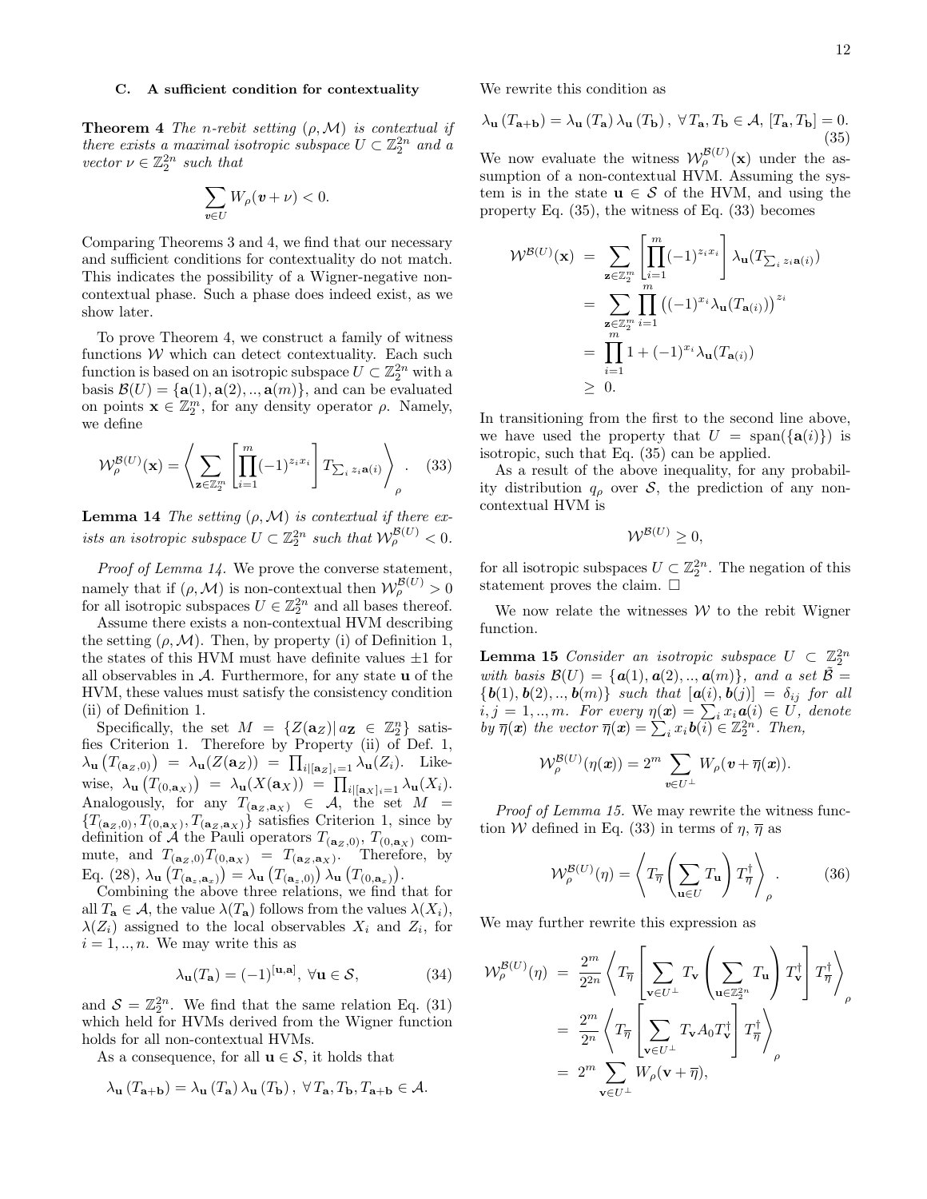### C. A sufficient condition for contextuality

**Theorem 4** *The n-rebit setting $(\rho, \mathcal{M})$ is contextual if there exists a maximal isotropic subspace $U \subset \mathbb{Z}_2^{2n}$ and a vector $\nu \in \mathbb{Z}_2^{2n}$ such that*

$$\sum_{\boldsymbol{v} \in U} W_\rho(\boldsymbol{v} + \nu) < 0.$$

Comparing Theorems 3 and 4, we find that our necessary and sufficient conditions for contextuality do not match. This indicates the possibility of a Wigner-negative non-contextual phase. Such a phase does indeed exist, as we show later.

To prove Theorem 4, we construct a family of witness functions $\mathcal{W}$ which can detect contextuality. Each such function is based on an isotropic subspace $U \subset \mathbb{Z}_2^{2n}$ with a basis $\mathcal{B}(U) = \{\mathbf{a}(1), \mathbf{a}(2), .., \mathbf{a}(m)\}$, and can be evaluated on points $\mathbf{x} \in \mathbb{Z}_2^m$, for any density operator $\rho$. Namely, we define

$$\mathcal{W}_\rho^{\mathcal{B}(U)}(\mathbf{x}) = \left\langle \sum_{\mathbf{z} \in \mathbb{Z}_2^m} \left[ \prod_{i=1}^m (-1)^{z_i x_i} \right] T_{\sum_i z_i \mathbf{a}(i)} \right\rangle_\rho. \quad (33)$$

**Lemma 14** *The setting $(\rho, \mathcal{M})$ is contextual if there exists an isotropic subspace $U \subset \mathbb{Z}_2^{2n}$ such that $\mathcal{W}_\rho^{\mathcal{B}(U)} < 0$.*

*Proof of Lemma 14.* We prove the converse statement, namely that if $(\rho, \mathcal{M})$ is non-contextual then $\mathcal{W}_\rho^{\mathcal{B}(U)} > 0$ for all isotropic subspaces $U \in \mathbb{Z}_2^{2n}$ and all bases thereof.

Assume there exists a non-contextual HVM describing the setting $(\rho, \mathcal{M})$. Then, by property (i) of Definition 1, the states of this HVM must have definite values $\pm 1$ for all observables in $\mathcal{A}$. Furthermore, for any state $\mathbf{u}$ of the HVM, these values must satisfy the consistency condition (ii) of Definition 1.

Specifically, the set $M = \{Z(\mathbf{a}_Z) | \, a_\mathbf{Z} \in \mathbb{Z}_2^n\}$ satisfies Criterion 1. Therefore by Property (ii) of Def. 1, $\lambda_\mathbf{u}\left(T_{(\mathbf{a}_Z, 0)}\right) = \lambda_\mathbf{u}(Z(\mathbf{a}_Z)) = \prod_{i | [\mathbf{a}_Z]_i = 1} \lambda_\mathbf{u}(Z_i)$. Likewise, $\lambda_\mathbf{u}\left(T_{(0, \mathbf{a}_X)}\right) = \lambda_\mathbf{u}(X(\mathbf{a}_X)) = \prod_{i | [\mathbf{a}_X]_i = 1} \lambda_\mathbf{u}(X_i)$. Analogously, for any $T_{(\mathbf{a}_Z, \mathbf{a}_X)} \in \mathcal{A}$, the set $M = \{T_{(\mathbf{a}_Z, 0)}, T_{(0, \mathbf{a}_X)}, T_{(\mathbf{a}_Z, \mathbf{a}_X)}\}$ satisfies Criterion 1, since by definition of $\mathcal{A}$ the Pauli operators $T_{(\mathbf{a}_Z, 0)}$, $T_{(0, \mathbf{a}_X)}$ commute, and $T_{(\mathbf{a}_Z, 0)} T_{(0, \mathbf{a}_X)} = T_{(\mathbf{a}_Z, \mathbf{a}_X)}$. Therefore, by Eq. (28), $\lambda_\mathbf{u}\left(T_{(\mathbf{a}_z, \mathbf{a}_x)}\right) = \lambda_\mathbf{u}\left(T_{(\mathbf{a}_z, 0)}\right) \lambda_\mathbf{u}\left(T_{(0, \mathbf{a}_x)}\right)$.

Combining the above three relations, we find that for all $T_\mathbf{a} \in \mathcal{A}$, the value $\lambda(T_\mathbf{a})$ follows from the values $\lambda(X_i)$, $\lambda(Z_i)$ assigned to the local observables $X_i$ and $Z_i$, for $i = 1, .., n$. We may write this as

$$\lambda_\mathbf{u}(T_\mathbf{a}) = (-1)^{[\mathbf{u}, \mathbf{a}]}, \; \forall \mathbf{u} \in \mathcal{S}, \quad (34)$$

and $\mathcal{S} = \mathbb{Z}_2^{2n}$. We find that the same relation Eq. (31) which held for HVMs derived from the Wigner function holds for all non-contextual HVMs.

As a consequence, for all $\mathbf{u} \in \mathcal{S}$, it holds that

$$\lambda_\mathbf{u}\left(T_{\mathbf{a}+\mathbf{b}}\right) = \lambda_\mathbf{u}\left(T_\mathbf{a}\right) \lambda_\mathbf{u}\left(T_\mathbf{b}\right), \; \forall T_\mathbf{a}, T_\mathbf{b}, T_{\mathbf{a}+\mathbf{b}} \in \mathcal{A}.$$

We rewrite this condition as

$$\lambda_\mathbf{u}\left(T_{\mathbf{a}+\mathbf{b}}\right) = \lambda_\mathbf{u}\left(T_\mathbf{a}\right) \lambda_\mathbf{u}\left(T_\mathbf{b}\right), \; \forall T_\mathbf{a}, T_\mathbf{b} \in \mathcal{A}, \; [T_\mathbf{a}, T_\mathbf{b}] = 0. \quad (35)$$

We now evaluate the witness $\mathcal{W}_\rho^{\mathcal{B}(U)}(\mathbf{x})$ under the assumption of a non-contextual HVM. Assuming the system is in the state $\mathbf{u} \in \mathcal{S}$ of the HVM, and using the property Eq. (35), the witness of Eq. (33) becomes

$$\begin{aligned}
\mathcal{W}^{\mathcal{B}(U)}(\mathbf{x}) &= \sum_{\mathbf{z} \in \mathbb{Z}_2^m} \left[ \prod_{i=1}^m (-1)^{z_i x_i} \right] \lambda_\mathbf{u}(T_{\sum_i z_i \mathbf{a}(i)}) \\
&= \sum_{\mathbf{z} \in \mathbb{Z}_2^m} \prod_{i=1}^m \left( (-1)^{x_i} \lambda_\mathbf{u}(T_{\mathbf{a}(i)}) \right)^{z_i} \\
&= \prod_{i=1}^m 1 + (-1)^{x_i} \lambda_\mathbf{u}(T_{\mathbf{a}(i)}) \\
&\geq 0.
\end{aligned}$$

In transitioning from the first to the second line above, we have used the property that $U = \text{span}(\{\mathbf{a}(i)\})$ is isotropic, such that Eq. (35) can be applied.

As a result of the above inequality, for any probability distribution $q_\rho$ over $\mathcal{S}$, the prediction of any non-contextual HVM is

$$\mathcal{W}^{\mathcal{B}(U)} \geq 0,$$

for all isotropic subspaces $U \subset \mathbb{Z}_2^{2n}$. The negation of this statement proves the claim. $\square$

We now relate the witnesses $\mathcal{W}$ to the rebit Wigner function.

**Lemma 15** *Consider an isotropic subspace $U \subset \mathbb{Z}_2^{2n}$ with basis $\mathcal{B}(U) = \{\boldsymbol{a}(1), \boldsymbol{a}(2), .., \boldsymbol{a}(m)\}$, and a set $\tilde{\mathcal{B}} = \{\boldsymbol{b}(1), \boldsymbol{b}(2), .., \boldsymbol{b}(m)\}$ such that $[\boldsymbol{a}(i), \boldsymbol{b}(j)] = \delta_{ij}$ for all $i, j = 1, .., m$. For every $\eta(\boldsymbol{x}) = \sum_i x_i \boldsymbol{a}(i) \in U$, denote by $\overline{\eta}(\boldsymbol{x})$ the vector $\overline{\eta}(\boldsymbol{x}) = \sum_i x_i \boldsymbol{b}(i) \in \mathbb{Z}_2^{2n}$. Then,*

$$\mathcal{W}_\rho^{\mathcal{B}(U)}(\eta(\boldsymbol{x})) = 2^m \sum_{\boldsymbol{v} \in U^\perp} W_\rho(\boldsymbol{v} + \overline{\eta}(\boldsymbol{x})).$$

*Proof of Lemma 15.* We may rewrite the witness function $\mathcal{W}$ defined in Eq. (33) in terms of $\eta, \overline{\eta}$ as

$$\mathcal{W}_\rho^{\mathcal{B}(U)}(\eta) = \left\langle T_{\overline{\eta}} \left( \sum_{\mathbf{u} \in U} T_\mathbf{u} \right) T_{\overline{\eta}}^\dagger \right\rangle_\rho. \quad (36)$$

We may further rewrite this expression as

$$\begin{aligned}
\mathcal{W}_\rho^{\mathcal{B}(U)}(\eta) &= \frac{2^m}{2^{2n}} \left\langle T_{\overline{\eta}} \left[ \sum_{\mathbf{v} \in U^\perp} T_\mathbf{v} \left( \sum_{\mathbf{u} \in \mathbb{Z}_2^{2n}} T_\mathbf{u} \right) T_\mathbf{v}^\dagger \right] T_{\overline{\eta}}^\dagger \right\rangle_\rho \\
&= \frac{2^m}{2^n} \left\langle T_{\overline{\eta}} \left[ \sum_{\mathbf{v} \in U^\perp} T_\mathbf{v} A_0 T_\mathbf{v}^\dagger \right] T_{\overline{\eta}}^\dagger \right\rangle_\rho \\
&= 2^m \sum_{\mathbf{v} \in U^\perp} W_\rho(\mathbf{v} + \overline{\eta}),
\end{aligned}$$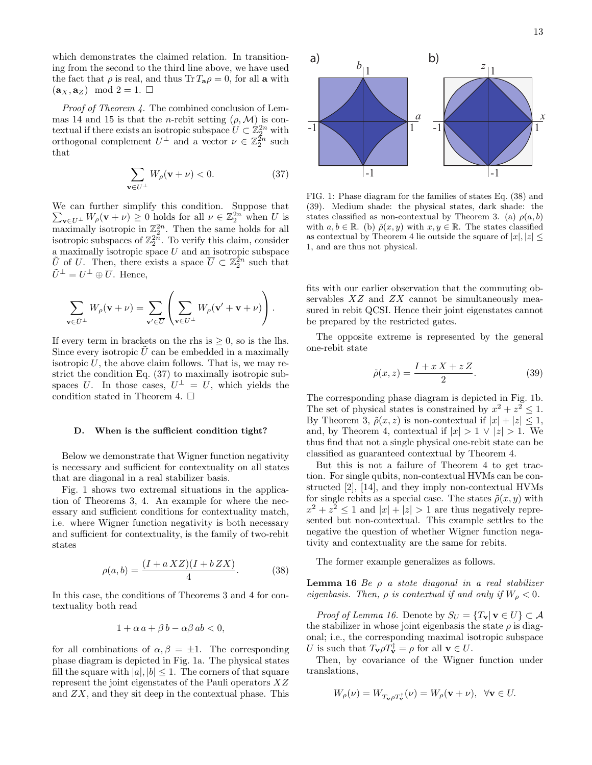which demonstrates the claimed relation. In transitioning from the second to the third line above, we have used the fact that $\rho$ is real, and thus $\operatorname{Tr} T_{\mathbf{a}}\rho = 0$, for all $\mathbf{a}$ with $(\mathbf{a}_X, \mathbf{a}_Z) \mod 2 = 1$. $\square$

*Proof of Theorem 4.* The combined conclusion of Lemmas 14 and 15 is that the $n$-rebit setting $(\rho, \mathcal{M})$ is contextual if there exists an isotropic subspace $U \subset \mathbb{Z}_2^{2n}$ with orthogonal complement $U^\perp$ and a vector $\nu \in \mathbb{Z}_2^{2n}$ such that

$$\sum_{\mathbf{v}\in U^\perp} W_\rho(\mathbf{v}+\nu) < 0. \tag{37}$$

We can further simplify this condition. Suppose that $\sum_{\mathbf{v}\in U^\perp} W_\rho(\mathbf{v}+\nu) \geq 0$ holds for all $\nu \in \mathbb{Z}_2^{2n}$ when $U$ is maximally isotropic in $\mathbb{Z}_2^{2n}$. Then the same holds for all isotropic subspaces of $\mathbb{Z}_2^{2n}$. To verify this claim, consider a maximally isotropic space $U$ and an isotropic subspace $\tilde{U}$ of $U$. Then, there exists a space $\overline{U} \subset \mathbb{Z}_2^{2n}$ such that $\tilde{U}^\perp = U^\perp \oplus \overline{U}$. Hence,

$$\sum_{\mathbf{v}\in \tilde{U}^\perp} W_\rho(\mathbf{v}+\nu) = \sum_{\mathbf{v}'\in \overline{U}} \left( \sum_{\mathbf{v}\in U^\perp} W_\rho(\mathbf{v}'+\mathbf{v}+\nu) \right).$$

If every term in brackets on the rhs is $\geq 0$, so is the lhs. Since every isotropic $\tilde{U}$ can be embedded in a maximally isotropic $U$, the above claim follows. That is, we may restrict the condition Eq. (37) to maximally isotropic subspaces $U$. In those cases, $U^\perp = U$, which yields the condition stated in Theorem 4. $\square$

### D. When is the sufficient condition tight?

Below we demonstrate that Wigner function negativity is necessary and sufficient for contextuality on all states that are diagonal in a real stabilizer basis.

Fig. 1 shows two extremal situations in the application of Theorems 3, 4. An example for where the necessary and sufficient conditions for contextuality match, i.e. where Wigner function negativity is both necessary and sufficient for contextuality, is the family of two-rebit states

$$\rho(a,b) = \frac{(I + a\,XZ)(I + b\,ZX)}{4}. \tag{38}$$

In this case, the conditions of Theorems 3 and 4 for contextuality both read

$$1 + \alpha\, a + \beta\, b - \alpha\beta\, ab < 0,$$

for all combinations of $\alpha, \beta = \pm 1$. The corresponding phase diagram is depicted in Fig. 1a. The physical states fill the square with $|a|, |b| \leq 1$. The corners of that square represent the joint eigenstates of the Pauli operators $XZ$ and $ZX$, and they sit deep in the contextual phase. This fits with our earlier observation that the commuting observables $XZ$ and $ZX$ cannot be simultaneously measured in rebit QCSI. Hence their joint eigenstates cannot be prepared by the restricted gates.

FIG. 1: Phase diagram for the families of states Eq. (38) and (39). Medium shade: the physical states, dark shade: the states classified as non-contextual by Theorem 3. (a) $\rho(a,b)$ with $a,b \in \mathbb{R}$. (b) $\tilde{\rho}(x,y)$ with $x,y \in \mathbb{R}$. The states classified as contextual by Theorem 4 lie outside the square of $|x|, |z| \leq 1$, and are thus not physical.

The opposite extreme is represented by the general one-rebit state

$$\tilde{\rho}(x,z) = \frac{I + x\,X + z\,Z}{2}. \tag{39}$$

The corresponding phase diagram is depicted in Fig. 1b. The set of physical states is constrained by $x^2 + z^2 \leq 1$. By Theorem 3, $\tilde{\rho}(x,z)$ is non-contextual if $|x| + |z| \leq 1$, and, by Theorem 4, contextual if $|x| > 1 \vee |z| > 1$. We thus find that not a single physical one-rebit state can be classified as guaranteed contextual by Theorem 4.

But this is not a failure of Theorem 4 to get traction. For single qubits, non-contextual HVMs can be constructed [2], [14], and they imply non-contextual HVMs for single rebits as a special case. The states $\tilde{\rho}(x,y)$ with $x^2 + z^2 \leq 1$ and $|x| + |z| > 1$ are thus negatively represented but non-contextual. This example settles to the negative the question of whether Wigner function negativity and contextuality are the same for rebits.

The former example generalizes as follows.

**Lemma 16** *Be $\rho$ a state diagonal in a real stabilizer eigenbasis. Then, $\rho$ is contextual if and only if $W_\rho < 0$.*

*Proof of Lemma 16.* Denote by $S_U = \{T_\mathbf{v} | \, \mathbf{v} \in U\} \subset \mathcal{A}$ the stabilizer in whose joint eigenbasis the state $\rho$ is diagonal; i.e., the corresponding maximal isotropic subspace $U$ is such that $T_\mathbf{v}\rho T_\mathbf{v}^\dagger = \rho$ for all $\mathbf{v} \in U$.

Then, by covariance of the Wigner function under translations,

$$W_\rho(\nu) = W_{T_\mathbf{v}\rho T_\mathbf{v}^\dagger}(\nu) = W_\rho(\mathbf{v}+\nu), \;\; \forall \mathbf{v} \in U.$$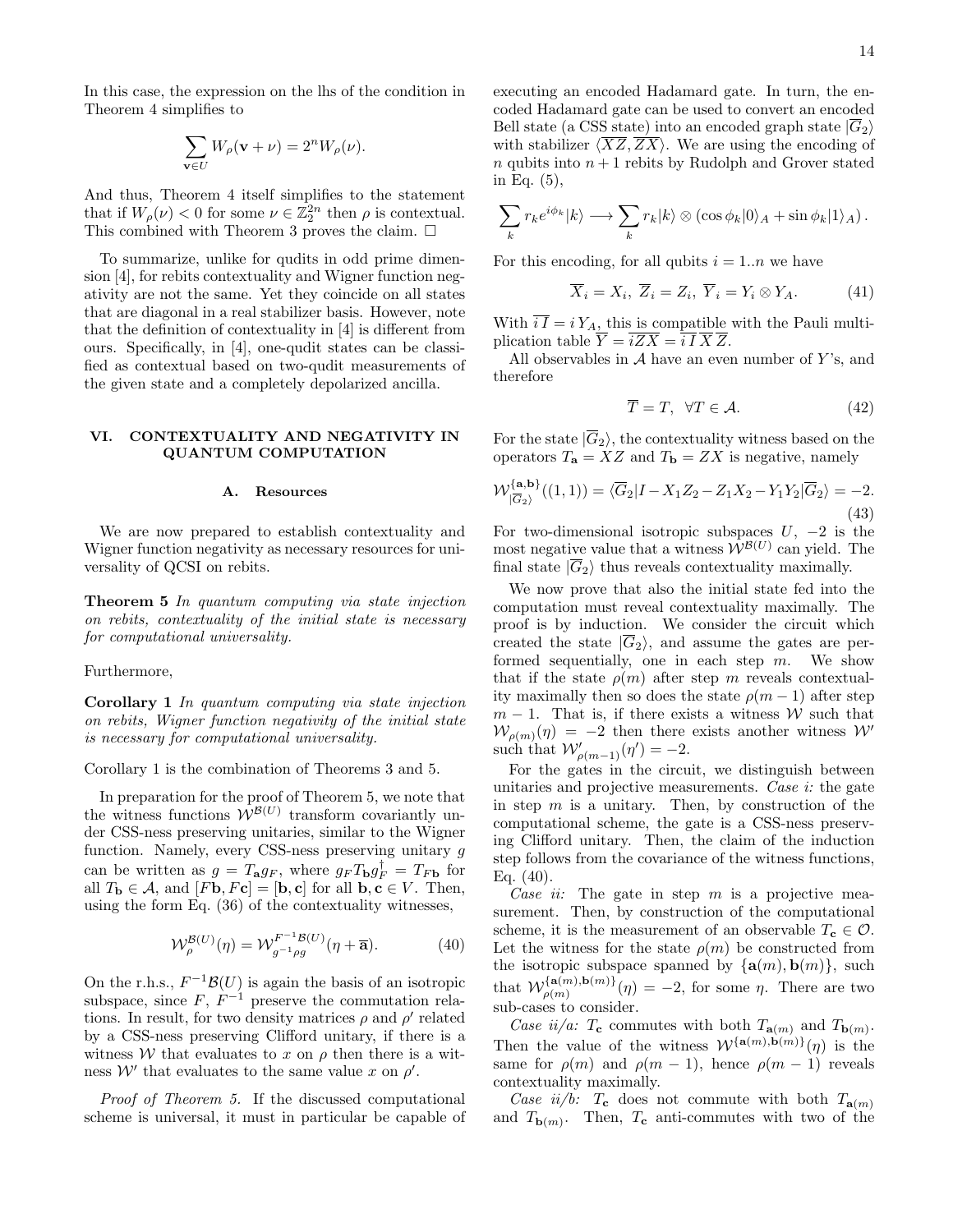In this case, the expression on the lhs of the condition in Theorem 4 simplifies to

$$\sum_{\mathbf{v}\in U} W_\rho(\mathbf{v}+\nu) = 2^n W_\rho(\nu).$$

And thus, Theorem 4 itself simplifies to the statement that if $W_\rho(\nu) < 0$ for some $\nu \in \mathbb{Z}_2^{2n}$ then $\rho$ is contextual. This combined with Theorem 3 proves the claim. □

To summarize, unlike for qudits in odd prime dimension [4], for rebits contextuality and Wigner function negativity are not the same. Yet they coincide on all states that are diagonal in a real stabilizer basis. However, note that the definition of contextuality in [4] is different from ours. Specifically, in [4], one-qudit states can be classified as contextual based on two-qudit measurements of the given state and a completely depolarized ancilla.

## VI. CONTEXTUALITY AND NEGATIVITY IN QUANTUM COMPUTATION

### A. Resources

We are now prepared to establish contextuality and Wigner function negativity as necessary resources for universality of QCSI on rebits.

**Theorem 5** *In quantum computing via state injection on rebits, contextuality of the initial state is necessary for computational universality.*

Furthermore,

**Corollary 1** *In quantum computing via state injection on rebits, Wigner function negativity of the initial state is necessary for computational universality.*

Corollary 1 is the combination of Theorems 3 and 5.

In preparation for the proof of Theorem 5, we note that the witness functions $\mathcal{W}^{\mathcal{B}(U)}$ transform covariantly under CSS-ness preserving unitaries, similar to the Wigner function. Namely, every CSS-ness preserving unitary $g$ can be written as $g = T_\mathbf{a} g_F$, where $g_F T_\mathbf{b} g_F^\dagger = T_{F\mathbf{b}}$ for all $T_\mathbf{b} \in \mathcal{A}$, and $[F\mathbf{b}, F\mathbf{c}] = [\mathbf{b},\mathbf{c}]$ for all $\mathbf{b},\mathbf{c}\in V$. Then, using the form Eq. (36) of the contextuality witnesses,

$$\mathcal{W}_\rho^{\mathcal{B}(U)}(\eta) = \mathcal{W}_{g^{-1}\rho g}^{F^{-1}\mathcal{B}(U)}(\eta + \overline{\mathbf{a}}). \tag{40}$$

On the r.h.s., $F^{-1}\mathcal{B}(U)$ is again the basis of an isotropic subspace, since $F$, $F^{-1}$ preserve the commutation relations. In result, for two density matrices $\rho$ and $\rho'$ related by a CSS-ness preserving Clifford unitary, if there is a witness $\mathcal{W}$ that evaluates to $x$ on $\rho$ then there is a witness $\mathcal{W}'$ that evaluates to the same value $x$ on $\rho'$.

*Proof of Theorem 5.* If the discussed computational scheme is universal, it must in particular be capable of executing an encoded Hadamard gate. In turn, the encoded Hadamard gate can be used to convert an encoded Bell state (a CSS state) into an encoded graph state $|\overline{G}_2\rangle$ with stabilizer $\langle \overline{XZ}, \overline{ZX}\rangle$. We are using the encoding of $n$ qubits into $n+1$ rebits by Rudolph and Grover stated in Eq. (5),

$$\sum_k r_k e^{i\phi_k}|k\rangle \longrightarrow \sum_k r_k |k\rangle \otimes (\cos\phi_k|0\rangle_A + \sin\phi_k|1\rangle_A).$$

For this encoding, for all qubits $i = 1..n$ we have

$$\overline{X}_i = X_i,\ \overline{Z}_i = Z_i,\ \overline{Y}_i = Y_i \otimes Y_A. \tag{41}$$

With $\overline{i\,I} = i\,Y_A$, this is compatible with the Pauli multiplication table $\overline{Y} = \overline{iZX} = \overline{i\,I}\,\overline{X}\,\overline{Z}$.

All observables in $\mathcal{A}$ have an even number of $Y$'s, and therefore

$$\overline{T} = T,\ \ \forall T\in\mathcal{A}. \tag{42}$$

For the state $|\overline{G}_2\rangle$, the contextuality witness based on the operators $T_\mathbf{a} = XZ$ and $T_\mathbf{b} = ZX$ is negative, namely

$$\mathcal{W}_{|\overline{G}_2\rangle}^{\{\mathbf{a},\mathbf{b}\}}((1,1)) = \langle \overline{G}_2| I - X_1Z_2 - Z_1X_2 - Y_1Y_2|\overline{G}_2\rangle = -2. \tag{43}$$

For two-dimensional isotropic subspaces $U$, $-2$ is the most negative value that a witness $\mathcal{W}^{\mathcal{B}(U)}$ can yield. The final state $|\overline{G}_2\rangle$ thus reveals contextuality maximally.

We now prove that also the initial state fed into the computation must reveal contextuality maximally. The proof is by induction. We consider the circuit which created the state $|\overline{G}_2\rangle$, and assume the gates are performed sequentially, one in each step $m$. We show that if the state $\rho(m)$ after step $m$ reveals contextuality maximally then so does the state $\rho(m-1)$ after step $m-1$. That is, if there exists a witness $\mathcal{W}$ such that $\mathcal{W}_{\rho(m)}(\eta) = -2$ then there exists another witness $\mathcal{W}'$ such that $\mathcal{W}'_{\rho(m-1)}(\eta') = -2$.

For the gates in the circuit, we distinguish between unitaries and projective measurements. *Case i:* the gate in step $m$ is a unitary. Then, by construction of the computational scheme, the gate is a CSS-ness preserving Clifford unitary. Then, the claim of the induction step follows from the covariance of the witness functions, Eq. (40).

*Case ii:* The gate in step $m$ is a projective measurement. Then, by construction of the computational scheme, it is the measurement of an observable $T_\mathbf{c}\in\mathcal{O}$. Let the witness for the state $\rho(m)$ be constructed from the isotropic subspace spanned by $\{\mathbf{a}(m),\mathbf{b}(m)\}$, such that $\mathcal{W}_{\rho(m)}^{\{\mathbf{a}(m),\mathbf{b}(m)\}}(\eta) = -2$, for some $\eta$. There are two sub-cases to consider.

*Case ii/a:* $T_\mathbf{c}$ commutes with both $T_{\mathbf{a}(m)}$ and $T_{\mathbf{b}(m)}$. Then the value of the witness $\mathcal{W}^{\{\mathbf{a}(m),\mathbf{b}(m)\}}(\eta)$ is the same for $\rho(m)$ and $\rho(m-1)$, hence $\rho(m-1)$ reveals contextuality maximally.

*Case ii/b:* $T_\mathbf{c}$ does not commute with both $T_{\mathbf{a}(m)}$ and $T_{\mathbf{b}(m)}$. Then, $T_\mathbf{c}$ anti-commutes with two of the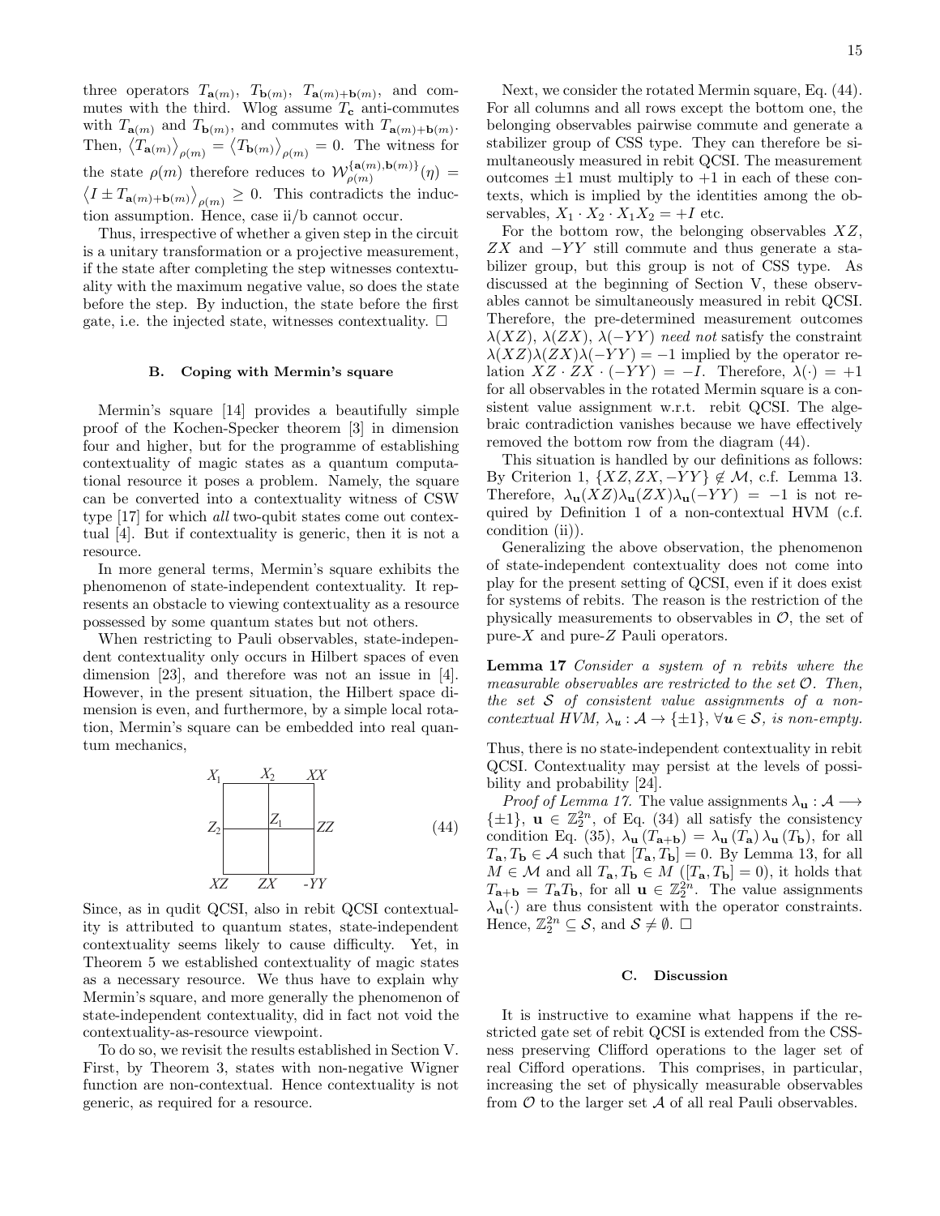three operators $T_{\mathbf{a}(m)}$, $T_{\mathbf{b}(m)}$, $T_{\mathbf{a}(m)+\mathbf{b}(m)}$, and commutes with the third. Wlog assume $T_{\mathbf{c}}$ anti-commutes with $T_{\mathbf{a}(m)}$ and $T_{\mathbf{b}(m)}$, and commutes with $T_{\mathbf{a}(m)+\mathbf{b}(m)}$. Then, $\langle T_{\mathbf{a}(m)}\rangle_{\rho(m)} = \langle T_{\mathbf{b}(m)}\rangle_{\rho(m)} = 0$. The witness for the state $\rho(m)$ therefore reduces to $\mathcal{W}_{\rho(m)}^{\{\mathbf{a}(m),\mathbf{b}(m)\}}(\eta) = \langle I \pm T_{\mathbf{a}(m)+\mathbf{b}(m)}\rangle_{\rho(m)} \geq 0$. This contradicts the induction assumption. Hence, case ii/b cannot occur.

Thus, irrespective of whether a given step in the circuit is a unitary transformation or a projective measurement, if the state after completing the step witnesses contextuality with the maximum negative value, so does the state before the step. By induction, the state before the first gate, i.e. the injected state, witnesses contextuality. $\square$

### B. Coping with Mermin's square

Mermin's square [14] provides a beautifully simple proof of the Kochen-Specker theorem [3] in dimension four and higher, but for the programme of establishing contextuality of magic states as a quantum computational resource it poses a problem. Namely, the square can be converted into a contextuality witness of CSW type [17] for which *all* two-qubit states come out contextual [4]. But if contextuality is generic, then it is not a resource.

In more general terms, Mermin's square exhibits the phenomenon of state-independent contextuality. It represents an obstacle to viewing contextuality as a resource possessed by some quantum states but not others.

When restricting to Pauli observables, state-independent contextuality only occurs in Hilbert spaces of even dimension [23], and therefore was not an issue in [4]. However, in the present situation, the Hilbert space dimension is even, and furthermore, by a simple local rotation, Mermin's square can be embedded into real quantum mechanics,

$$
\begin{array}{ccc}
X_1 & X_2 & XX \\
Z_2 & Z_1 & ZZ \\
XZ & ZX & -YY
\end{array}
\qquad (44)
$$

Since, as in qudit QCSI, also in rebit QCSI contextuality is attributed to quantum states, state-independent contextuality seems likely to cause difficulty. Yet, in Theorem 5 we established contextuality of magic states as a necessary resource. We thus have to explain why Mermin's square, and more generally the phenomenon of state-independent contextuality, did in fact not void the contextuality-as-resource viewpoint.

To do so, we revisit the results established in Section V. First, by Theorem 3, states with non-negative Wigner function are non-contextual. Hence contextuality is not generic, as required for a resource.

Next, we consider the rotated Mermin square, Eq. (44). For all columns and all rows except the bottom one, the belonging observables pairwise commute and generate a stabilizer group of CSS type. They can therefore be simultaneously measured in rebit QCSI. The measurement outcomes $\pm 1$ must multiply to $+1$ in each of these contexts, which is implied by the identities among the observables, $X_1 \cdot X_2 \cdot X_1X_2 = +I$ etc.

For the bottom row, the belonging observables $XZ$, $ZX$ and $-YY$ still commute and thus generate a stabilizer group, but this group is not of CSS type. As discussed at the beginning of Section V, these observables cannot be simultaneously measured in rebit QCSI. Therefore, the pre-determined measurement outcomes $\lambda(XZ)$, $\lambda(ZX)$, $\lambda(-YY)$ *need not* satisfy the constraint $\lambda(XZ)\lambda(ZX)\lambda(-YY) = -1$ implied by the operator relation $XZ \cdot ZX \cdot (-YY) = -I$. Therefore, $\lambda(\cdot) = +1$ for all observables in the rotated Mermin square is a consistent value assignment w.r.t. rebit QCSI. The algebraic contradiction vanishes because we have effectively removed the bottom row from the diagram (44).

This situation is handled by our definitions as follows: By Criterion 1, $\{XZ, ZX, -YY\} \notin \mathcal{M}$, c.f. Lemma 13. Therefore, $\lambda_{\mathbf{u}}(XZ)\lambda_{\mathbf{u}}(ZX)\lambda_{\mathbf{u}}(-YY) = -1$ is not required by Definition 1 of a non-contextual HVM (c.f. condition (ii)).

Generalizing the above observation, the phenomenon of state-independent contextuality does not come into play for the present setting of QCSI, even if it does exist for systems of rebits. The reason is the restriction of the physically measurements to observables in $\mathcal{O}$, the set of pure-$X$ and pure-$Z$ Pauli operators.

**Lemma 17** *Consider a system of $n$ rebits where the measurable observables are restricted to the set $\mathcal{O}$. Then, the set $\mathcal{S}$ of consistent value assignments of a non-contextual HVM, $\lambda_{\boldsymbol{u}}: \mathcal{A} \to \{\pm 1\}$, $\forall \boldsymbol{u} \in \mathcal{S}$, is non-empty.*

Thus, there is no state-independent contextuality in rebit QCSI. Contextuality may persist at the levels of possibility and probability [24].

*Proof of Lemma 17.* The value assignments $\lambda_{\mathbf{u}}: \mathcal{A} \longrightarrow \{\pm 1\}$, $\mathbf{u} \in \mathbb{Z}_2^{2n}$, of Eq. (34) all satisfy the consistency condition Eq. (35), $\lambda_{\mathbf{u}}(T_{\mathbf{a}+\mathbf{b}}) = \lambda_{\mathbf{u}}(T_{\mathbf{a}})\lambda_{\mathbf{u}}(T_{\mathbf{b}})$, for all $T_{\mathbf{a}}, T_{\mathbf{b}} \in \mathcal{A}$ such that $[T_{\mathbf{a}}, T_{\mathbf{b}}] = 0$. By Lemma 13, for all $M \in \mathcal{M}$ and all $T_{\mathbf{a}}, T_{\mathbf{b}} \in M$ ($[T_{\mathbf{a}}, T_{\mathbf{b}}] = 0$), it holds that $T_{\mathbf{a}+\mathbf{b}} = T_{\mathbf{a}}T_{\mathbf{b}}$, for all $\mathbf{u} \in \mathbb{Z}_2^{2n}$. The value assignments $\lambda_{\mathbf{u}}(\cdot)$ are thus consistent with the operator constraints. Hence, $\mathbb{Z}_2^{2n} \subseteq \mathcal{S}$, and $\mathcal{S} \neq \emptyset$. $\square$

### C. Discussion

It is instructive to examine what happens if the restricted gate set of rebit QCSI is extended from the CSS-ness preserving Clifford operations to the lager set of real Clifford operations. This comprises, in particular, increasing the set of physically measurable observables from $\mathcal{O}$ to the larger set $\mathcal{A}$ of all real Pauli observables.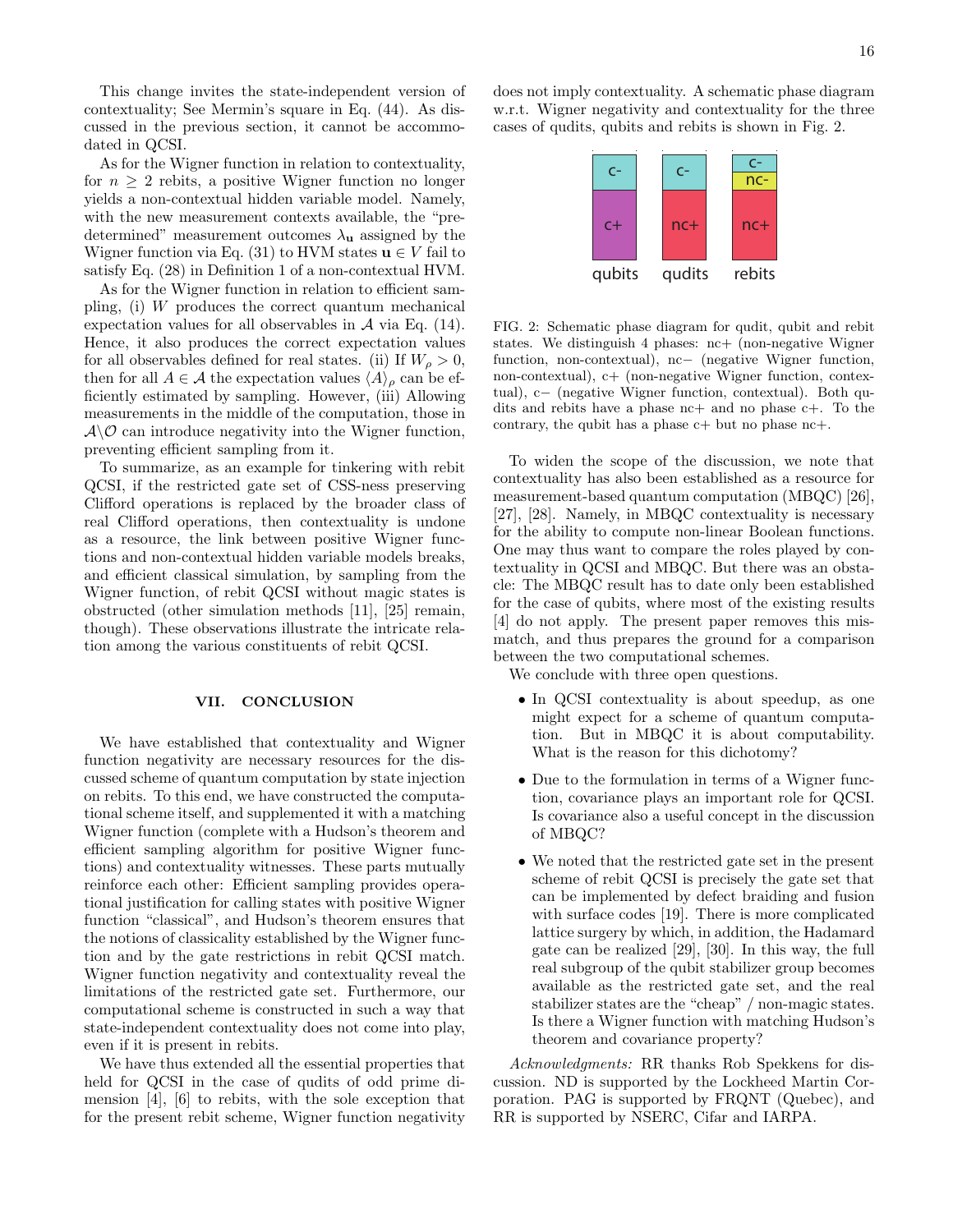This change invites the state-independent version of contextuality; See Mermin's square in Eq. (44). As discussed in the previous section, it cannot be accommodated in QCSI.

As for the Wigner function in relation to contextuality, for $n \geq 2$ rebits, a positive Wigner function no longer yields a non-contextual hidden variable model. Namely, with the new measurement contexts available, the "predetermined" measurement outcomes $\lambda_{\mathbf{u}}$ assigned by the Wigner function via Eq. (31) to HVM states $\mathbf{u} \in V$ fail to satisfy Eq. (28) in Definition 1 of a non-contextual HVM.

As for the Wigner function in relation to efficient sampling, (i) $W$ produces the correct quantum mechanical expectation values for all observables in $\mathcal{A}$ via Eq. (14). Hence, it also produces the correct expectation values for all observables defined for real states. (ii) If $W_\rho > 0$, then for all $A \in \mathcal{A}$ the expectation values $\langle A \rangle_\rho$ can be efficiently estimated by sampling. However, (iii) Allowing measurements in the middle of the computation, those in $\mathcal{A} \backslash \mathcal{O}$ can introduce negativity into the Wigner function, preventing efficient sampling from it.

To summarize, as an example for tinkering with rebit QCSI, if the restricted gate set of CSS-ness preserving Clifford operations is replaced by the broader class of real Clifford operations, then contextuality is undone as a resource, the link between positive Wigner functions and non-contextual hidden variable models breaks, and efficient classical simulation, by sampling from the Wigner function, of rebit QCSI without magic states is obstructed (other simulation methods [11], [25] remain, though). These observations illustrate the intricate relation among the various constituents of rebit QCSI.

## VII. CONCLUSION

We have established that contextuality and Wigner function negativity are necessary resources for the discussed scheme of quantum computation by state injection on rebits. To this end, we have constructed the computational scheme itself, and supplemented it with a matching Wigner function (complete with a Hudson's theorem and efficient sampling algorithm for positive Wigner functions) and contextuality witnesses. These parts mutually reinforce each other: Efficient sampling provides operational justification for calling states with positive Wigner function "classical", and Hudson's theorem ensures that the notions of classicality established by the Wigner function and by the gate restrictions in rebit QCSI match. Wigner function negativity and contextuality reveal the limitations of the restricted gate set. Furthermore, our computational scheme is constructed in such a way that state-independent contextuality does not come into play, even if it is present in rebits.

We have thus extended all the essential properties that held for QCSI in the case of qudits of odd prime dimension [4], [6] to rebits, with the sole exception that for the present rebit scheme, Wigner function negativity does not imply contextuality. A schematic phase diagram w.r.t. Wigner negativity and contextuality for the three cases of qudits, qubits and rebits is shown in Fig. 2.

| | qubits | qudits | rebits |
|---|---|---|---|
| top | c− | c− | c− |
| middle | | | nc− |
| bottom | c+ | nc+ | nc+ |

FIG. 2: Schematic phase diagram for qudit, qubit and rebit states. We distinguish 4 phases: nc+ (non-negative Wigner function, non-contextual), nc− (negative Wigner function, non-contextual), c+ (non-negative Wigner function, contextual), c− (negative Wigner function, contextual). Both qudits and rebits have a phase nc+ and no phase c+. To the contrary, the qubit has a phase c+ but no phase nc+.

To widen the scope of the discussion, we note that contextuality has also been established as a resource for measurement-based quantum computation (MBQC) [26], [27], [28]. Namely, in MBQC contextuality is necessary for the ability to compute non-linear Boolean functions. One may thus want to compare the roles played by contextuality in QCSI and MBQC. But there was an obstacle: The MBQC result has to date only been established for the case of qubits, where most of the existing results [4] do not apply. The present paper removes this mismatch, and thus prepares the ground for a comparison between the two computational schemes.

We conclude with three open questions.

- In QCSI contextuality is about speedup, as one might expect for a scheme of quantum computation. But in MBQC it is about computability. What is the reason for this dichotomy?
- Due to the formulation in terms of a Wigner function, covariance plays an important role for QCSI. Is covariance also a useful concept in the discussion of MBQC?
- We noted that the restricted gate set in the present scheme of rebit QCSI is precisely the gate set that can be implemented by defect braiding and fusion with surface codes [19]. There is more complicated lattice surgery by which, in addition, the Hadamard gate can be realized [29], [30]. In this way, the full real subgroup of the qubit stabilizer group becomes available as the restricted gate set, and the real stabilizer states are the "cheap" / non-magic states. Is there a Wigner function with matching Hudson's theorem and covariance property?

*Acknowledgments:* RR thanks Rob Spekkens for discussion. ND is supported by the Lockheed Martin Corporation. PAG is supported by FRQNT (Quebec), and RR is supported by NSERC, Cifar and IARPA.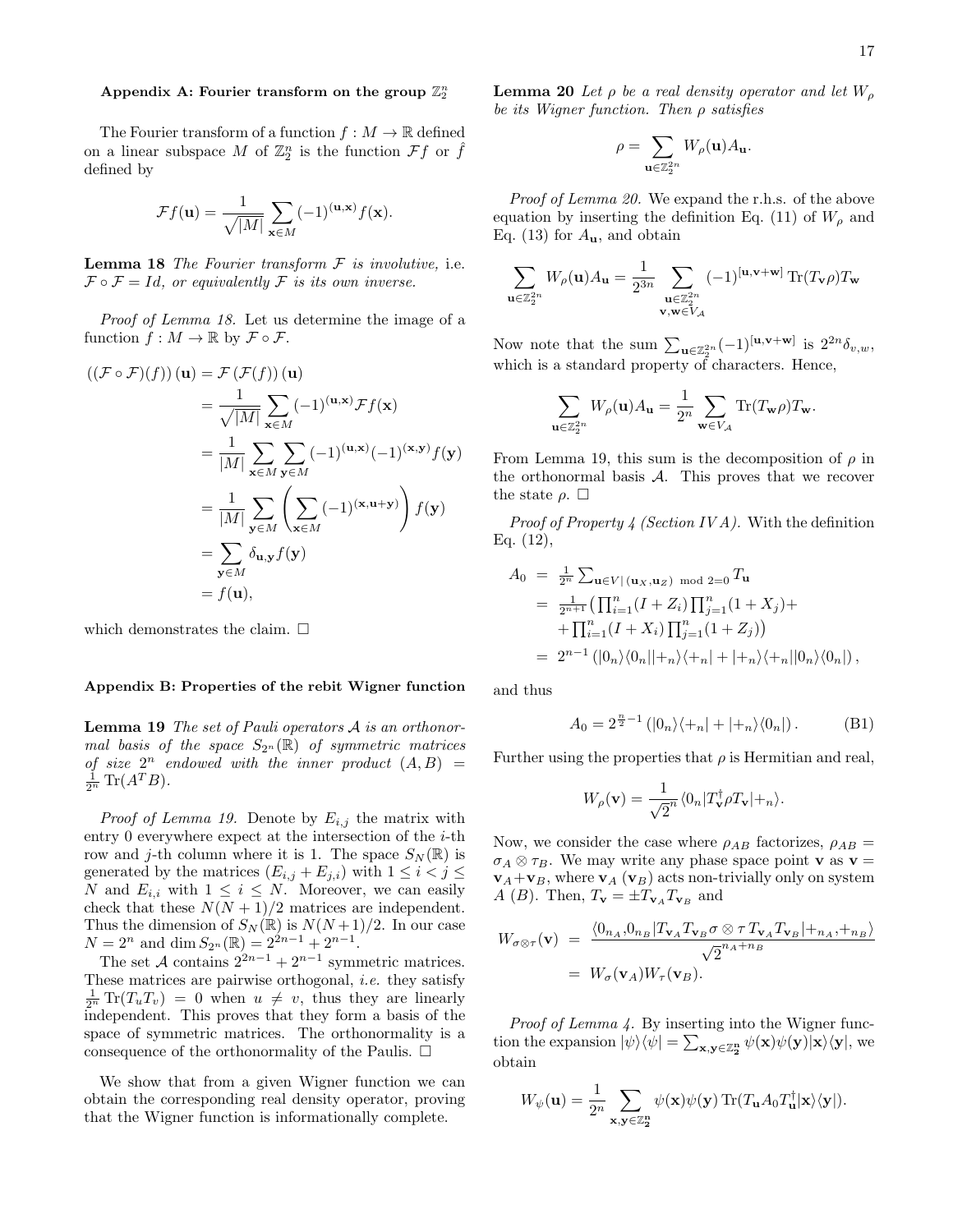### Appendix A: Fourier transform on the group $\mathbb{Z}_2^n$

The Fourier transform of a function $f : M \to \mathbb{R}$ defined on a linear subspace $M$ of $\mathbb{Z}_2^n$ is the function $\mathcal{F}f$ or $\hat{f}$ defined by

$$\mathcal{F}f(\mathbf{u}) = \frac{1}{\sqrt{|M|}} \sum_{\mathbf{x}\in M} (-1)^{(\mathbf{u},\mathbf{x})} f(\mathbf{x}).$$

**Lemma 18** *The Fourier transform $\mathcal{F}$ is involutive,* i.e. *$\mathcal{F}\circ\mathcal{F} = Id$, or equivalently $\mathcal{F}$ is its own inverse.*

*Proof of Lemma 18.* Let us determine the image of a function $f : M \to \mathbb{R}$ by $\mathcal{F}\circ\mathcal{F}$.

$$\begin{aligned}
((\mathcal{F}\circ\mathcal{F})(f))(\mathbf{u}) &= \mathcal{F}(\mathcal{F}(f))(\mathbf{u}) \\
&= \frac{1}{\sqrt{|M|}} \sum_{\mathbf{x}\in M} (-1)^{(\mathbf{u},\mathbf{x})} \mathcal{F}f(\mathbf{x}) \\
&= \frac{1}{|M|} \sum_{\mathbf{x}\in M} \sum_{\mathbf{y}\in M} (-1)^{(\mathbf{u},\mathbf{x})} (-1)^{(\mathbf{x},\mathbf{y})} f(\mathbf{y}) \\
&= \frac{1}{|M|} \sum_{\mathbf{y}\in M} \left( \sum_{\mathbf{x}\in M} (-1)^{(\mathbf{x},\mathbf{u}+\mathbf{y})} \right) f(\mathbf{y}) \\
&= \sum_{\mathbf{y}\in M} \delta_{\mathbf{u},\mathbf{y}} f(\mathbf{y}) \\
&= f(\mathbf{u}),
\end{aligned}$$

which demonstrates the claim. □

### Appendix B: Properties of the rebit Wigner function

**Lemma 19** *The set of Pauli operators $\mathcal{A}$ is an orthonormal basis of the space $S_{2^n}(\mathbb{R})$ of symmetric matrices of size $2^n$ endowed with the inner product $(A, B) = \frac{1}{2^n}\operatorname{Tr}(A^T B)$.*

*Proof of Lemma 19.* Denote by $E_{i,j}$ the matrix with entry 0 everywhere expect at the intersection of the $i$-th row and $j$-th column where it is 1. The space $S_N(\mathbb{R})$ is generated by the matrices $(E_{i,j} + E_{j,i})$ with $1 \le i < j \le N$ and $E_{i,i}$ with $1 \le i \le N$. Moreover, we can easily check that these $N(N+1)/2$ matrices are independent. Thus the dimension of $S_N(\mathbb{R})$ is $N(N+1)/2$. In our case $N = 2^n$ and $\dim S_{2^n}(\mathbb{R}) = 2^{2n-1} + 2^{n-1}$.

The set $\mathcal{A}$ contains $2^{2n-1} + 2^{n-1}$ symmetric matrices. These matrices are pairwise orthogonal, *i.e.* they satisfy $\frac{1}{2^n}\operatorname{Tr}(T_u T_v) = 0$ when $u \neq v$, thus they are linearly independent. This proves that they form a basis of the space of symmetric matrices. The orthonormality is a consequence of the orthonormality of the Paulis. □

We show that from a given Wigner function we can obtain the corresponding real density operator, proving that the Wigner function is informationally complete.

**Lemma 20** *Let $\rho$ be a real density operator and let $W_\rho$ be its Wigner function. Then $\rho$ satisfies*

$$\rho = \sum_{\mathbf{u}\in\mathbb{Z}_2^{2n}} W_\rho(\mathbf{u}) A_{\mathbf{u}}.$$

*Proof of Lemma 20.* We expand the r.h.s. of the above equation by inserting the definition Eq. (11) of $W_\rho$ and Eq. (13) for $A_{\mathbf{u}}$, and obtain

$$\sum_{\mathbf{u}\in\mathbb{Z}_2^{2n}} W_\rho(\mathbf{u}) A_{\mathbf{u}} = \frac{1}{2^{3n}} \sum_{\substack{\mathbf{u}\in\mathbb{Z}_2^{2n} \\ \mathbf{v},\mathbf{w}\in V_{\mathcal{A}}}} (-1)^{[\mathbf{u},\mathbf{v}+\mathbf{w}]} \operatorname{Tr}(T_{\mathbf{v}}\rho) T_{\mathbf{w}}$$

Now note that the sum $\sum_{\mathbf{u}\in\mathbb{Z}_2^{2n}} (-1)^{[\mathbf{u},\mathbf{v}+\mathbf{w}]}$ is $2^{2n}\delta_{v,w}$, which is a standard property of characters. Hence,

$$\sum_{\mathbf{u}\in\mathbb{Z}_2^{2n}} W_\rho(\mathbf{u}) A_{\mathbf{u}} = \frac{1}{2^n} \sum_{\mathbf{w}\in V_{\mathcal{A}}} \operatorname{Tr}(T_{\mathbf{w}}\rho) T_{\mathbf{w}}.$$

From Lemma 19, this sum is the decomposition of $\rho$ in the orthonormal basis $\mathcal{A}$. This proves that we recover the state $\rho$. □

*Proof of Property 4 (Section IV A).* With the definition Eq. (12),

$$\begin{aligned}
A_0 &= \tfrac{1}{2^n} \textstyle\sum_{\mathbf{u}\in V|\,(\mathbf{u}_X,\mathbf{u}_Z) \bmod 2=0} T_{\mathbf{u}} \\
&= \tfrac{1}{2^{n+1}} \big( \textstyle\prod_{i=1}^n (I + Z_i) \prod_{j=1}^n (1 + X_j) + \\
&\quad + \textstyle\prod_{i=1}^n (I + X_i) \prod_{j=1}^n (1 + Z_j) \big) \\
&= 2^{n-1} \left( |0_n\rangle\langle 0_n||+_n\rangle\langle +_n| + |+_n\rangle\langle +_n||0_n\rangle\langle 0_n| \right),
\end{aligned}$$

and thus

$$A_0 = 2^{\frac{n}{2}-1} \left( |0_n\rangle\langle +_n| + |+_n\rangle\langle 0_n| \right). \tag{B1}$$

Further using the properties that $\rho$ is Hermitian and real,

$$W_\rho(\mathbf{v}) = \frac{1}{\sqrt{2}^n} \langle 0_n | T_{\mathbf{v}}^\dagger \rho T_{\mathbf{v}} | +_n \rangle.$$

Now, we consider the case where $\rho_{AB}$ factorizes, $\rho_{AB} = \sigma_A \otimes \tau_B$. We may write any phase space point $\mathbf{v}$ as $\mathbf{v} = \mathbf{v}_A + \mathbf{v}_B$, where $\mathbf{v}_A$ ($\mathbf{v}_B$) acts non-trivially only on system $A$ ($B$). Then, $T_{\mathbf{v}} = \pm T_{\mathbf{v}_A} T_{\mathbf{v}_B}$ and

$$\begin{aligned}
W_{\sigma\otimes\tau}(\mathbf{v}) &= \frac{\langle 0_{n_A}, 0_{n_B} | T_{\mathbf{v}_A} T_{\mathbf{v}_B} \sigma \otimes \tau \, T_{\mathbf{v}_A} T_{\mathbf{v}_B} | +_{n_A}, +_{n_B} \rangle}{\sqrt{2}^{n_A+n_B}} \\
&= W_\sigma(\mathbf{v}_A) W_\tau(\mathbf{v}_B).
\end{aligned}$$

*Proof of Lemma 4.* By inserting into the Wigner function the expansion $|\psi\rangle\langle\psi| = \sum_{\mathbf{x},\mathbf{y}\in\mathbb{Z}_2^n} \psi(\mathbf{x})\psi(\mathbf{y}) |\mathbf{x}\rangle\langle\mathbf{y}|$, we obtain

$$W_\psi(\mathbf{u}) = \frac{1}{2^n} \sum_{\mathbf{x},\mathbf{y}\in\mathbb{Z}_2^n} \psi(\mathbf{x})\psi(\mathbf{y}) \operatorname{Tr}(T_{\mathbf{u}} A_0 T_{\mathbf{u}}^\dagger |\mathbf{x}\rangle\langle\mathbf{y}|).$$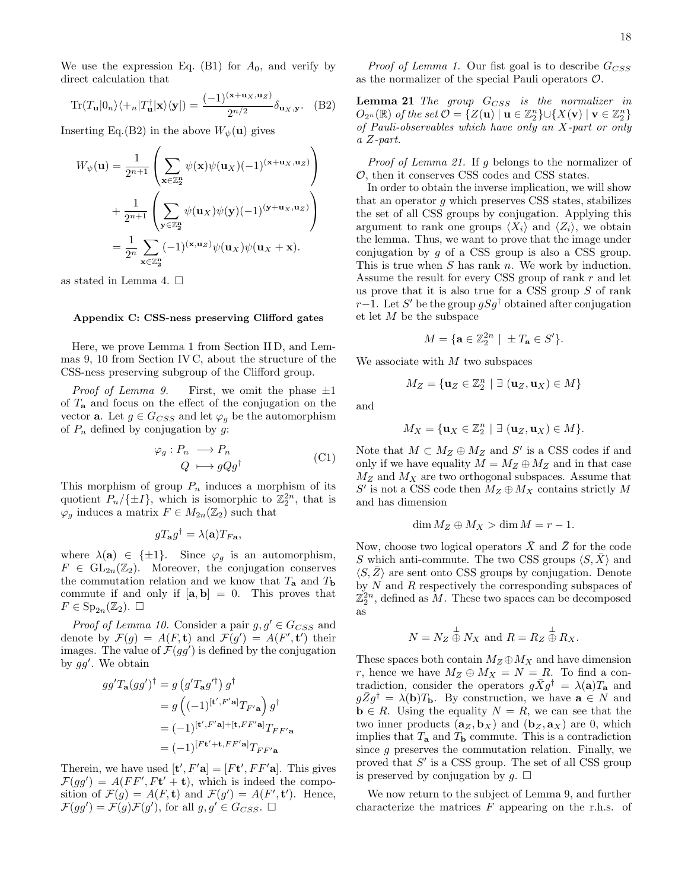We use the expression Eq. (B1) for $A_0$, and verify by direct calculation that

$$\mathrm{Tr}(T_{\mathbf{u}}|0_n\rangle\langle +_n|T_{\mathbf{u}}^{\dagger}|\mathbf{x}\rangle\langle\mathbf{y}|) = \frac{(-1)^{(\mathbf{x}+\mathbf{u}_X,\mathbf{u}_Z)}}{2^{n/2}}\delta_{\mathbf{u}_X,\mathbf{y}}. \quad \text{(B2)}$$

Inserting Eq.(B2) in the above $W_\psi(\mathbf{u})$ gives

$$\begin{aligned}
W_\psi(\mathbf{u}) &= \frac{1}{2^{n+1}}\left(\sum_{\mathbf{x}\in\mathbb{Z}_2^n}\psi(\mathbf{x})\psi(\mathbf{u}_X)(-1)^{(\mathbf{x}+\mathbf{u}_X,\mathbf{u}_Z)}\right) \\
&+ \frac{1}{2^{n+1}}\left(\sum_{\mathbf{y}\in\mathbb{Z}_2^n}\psi(\mathbf{u}_X)\psi(\mathbf{y})(-1)^{(\mathbf{y}+\mathbf{u}_X,\mathbf{u}_Z)}\right) \\
&= \frac{1}{2^n}\sum_{\mathbf{x}\in\mathbb{Z}_2^n}(-1)^{(\mathbf{x},\mathbf{u}_Z)}\psi(\mathbf{u}_X)\psi(\mathbf{u}_X+\mathbf{x}).
\end{aligned}$$

as stated in Lemma 4. □

## Appendix C: CSS-ness preserving Clifford gates

Here, we prove Lemma 1 from Section II D, and Lemmas 9, 10 from Section IV C, about the structure of the CSS-ness preserving subgroup of the Clifford group.

*Proof of Lemma 9.* First, we omit the phase $\pm 1$ of $T_{\mathbf{a}}$ and focus on the effect of the conjugation on the vector $\mathbf{a}$. Let $g \in G_{CSS}$ and let $\varphi_g$ be the automorphism of $P_n$ defined by conjugation by $g$:

$$\begin{aligned}
\varphi_g : P_n &\longrightarrow P_n \\
Q &\longmapsto gQg^\dagger
\end{aligned} \quad \text{(C1)}$$

This morphism of group $P_n$ induces a morphism of its quotient $P_n/\{\pm I\}$, which is isomorphic to $\mathbb{Z}_2^{2n}$, that is $\varphi_g$ induces a matrix $F \in M_{2n}(\mathbb{Z}_2)$ such that

$$gT_{\mathbf{a}}g^\dagger = \lambda(\mathbf{a})T_{F\mathbf{a}},$$

where $\lambda(\mathbf{a}) \in \{\pm 1\}$. Since $\varphi_g$ is an automorphism, $F \in \mathrm{GL}_{2n}(\mathbb{Z}_2)$. Moreover, the conjugation conserves the commutation relation and we know that $T_{\mathbf{a}}$ and $T_{\mathbf{b}}$ commute if and only if $[\mathbf{a},\mathbf{b}] = 0$. This proves that $F \in \mathrm{Sp}_{2n}(\mathbb{Z}_2)$. □

*Proof of Lemma 10.* Consider a pair $g, g' \in G_{CSS}$ and denote by $\mathcal{F}(g) = A(F,\mathbf{t})$ and $\mathcal{F}(g') = A(F',\mathbf{t}')$ their images. The value of $\mathcal{F}(gg')$ is defined by the conjugation by $gg'$. We obtain

$$\begin{aligned}
gg'T_{\mathbf{a}}(gg')^\dagger &= g\left(g'T_{\mathbf{a}}g'^\dagger\right)g^\dagger \\
&= g\left((-1)^{[\mathbf{t}',F'\mathbf{a}]}T_{F'\mathbf{a}}\right)g^\dagger \\
&= (-1)^{[\mathbf{t}',F'\mathbf{a}]+[\mathbf{t},FF'\mathbf{a}]}T_{FF'\mathbf{a}} \\
&= (-1)^{[F\mathbf{t}'+\mathbf{t},FF'\mathbf{a}]}T_{FF'\mathbf{a}}
\end{aligned}$$

Therein, we have used $[\mathbf{t}',F'\mathbf{a}] = [F\mathbf{t}',FF'\mathbf{a}]$. This gives $\mathcal{F}(gg') = A(FF',F\mathbf{t}'+\mathbf{t})$, which is indeed the composition of $\mathcal{F}(g) = A(F,\mathbf{t})$ and $\mathcal{F}(g') = A(F',\mathbf{t}')$. Hence, $\mathcal{F}(gg') = \mathcal{F}(g)\mathcal{F}(g')$, for all $g, g' \in G_{CSS}$. □

*Proof of Lemma 1.* Our fist goal is to describe $G_{CSS}$ as the normalizer of the special Pauli operators $\mathcal{O}$.

**Lemma 21** *The group $G_{CSS}$ is the normalizer in $O_{2^n}(\mathbb{R})$ of the set $\mathcal{O} = \{Z(\mathbf{u}) \mid \mathbf{u} \in \mathbb{Z}_2^n\} \cup \{X(\mathbf{v}) \mid \mathbf{v} \in \mathbb{Z}_2^n\}$ of Pauli-observables which have only an X-part or only a Z-part.*

*Proof of Lemma 21.* If $g$ belongs to the normalizer of $\mathcal{O}$, then it conserves CSS codes and CSS states.

In order to obtain the inverse implication, we will show that an operator $g$ which preserves CSS states, stabilizes the set of all CSS groups by conjugation. Applying this argument to rank one groups $\langle X_i\rangle$ and $\langle Z_i\rangle$, we obtain the lemma. Thus, we want to prove that the image under conjugation by $g$ of a CSS group is also a CSS group. This is true when $S$ has rank $n$. We work by induction. Assume the result for every CSS group of rank $r$ and let us prove that it is also true for a CSS group $S$ of rank $r-1$. Let $S'$ be the group $gSg^\dagger$ obtained after conjugation et let $M$ be the subspace

$$M = \{\mathbf{a} \in \mathbb{Z}_2^{2n} \mid \pm T_{\mathbf{a}} \in S'\}.$$

We associate with $M$ two subspaces

$$M_Z = \{\mathbf{u}_Z \in \mathbb{Z}_2^n \mid \exists\ (\mathbf{u}_Z,\mathbf{u}_X) \in M\}$$

and

$$M_X = \{\mathbf{u}_X \in \mathbb{Z}_2^n \mid \exists\ (\mathbf{u}_Z,\mathbf{u}_X) \in M\}.$$

Note that $M \subset M_Z \oplus M_Z$ and $S'$ is a CSS codes if and only if we have equality $M = M_Z \oplus M_Z$ and in that case $M_Z$ and $M_X$ are two orthogonal subspaces. Assume that $S'$ is not a CSS code then $M_Z \oplus M_X$ contains strictly $M$ and has dimension

$$\dim M_Z \oplus M_X > \dim M = r-1.$$

Now, choose two logical operators $\bar{X}$ and $\bar{Z}$ for the code $S$ which anti-commute. The two CSS groups $\langle S,\bar{X}\rangle$ and $\langle S,\bar{Z}\rangle$ are sent onto CSS groups by conjugation. Denote by $N$ and $R$ respectively the corresponding subspaces of $\mathbb{Z}_2^{2n}$, defined as $M$. These two spaces can be decomposed as

$$N = N_Z \overset{\perp}{\oplus} N_X \text{ and } R = R_Z \overset{\perp}{\oplus} R_X.$$

These spaces both contain $M_Z \oplus M_X$ and have dimension $r$, hence we have $M_Z \oplus M_X = N = R$. To find a contradiction, consider the operators $g\bar{X}g^\dagger = \lambda(\mathbf{a})T_{\mathbf{a}}$ and $g\bar{Z}g^\dagger = \lambda(\mathbf{b})T_{\mathbf{b}}$. By construction, we have $\mathbf{a} \in N$ and $\mathbf{b} \in R$. Using the equality $N = R$, we can see that the two inner products $(\mathbf{a}_Z,\mathbf{b}_X)$ and $(\mathbf{b}_Z,\mathbf{a}_X)$ are 0, which implies that $T_{\mathbf{a}}$ and $T_{\mathbf{b}}$ commute. This is a contradiction since $g$ preserves the commutation relation. Finally, we proved that $S'$ is a CSS group. The set of all CSS group is preserved by conjugation by $g$. □

We now return to the subject of Lemma 9, and further characterize the matrices $F$ appearing on the r.h.s. of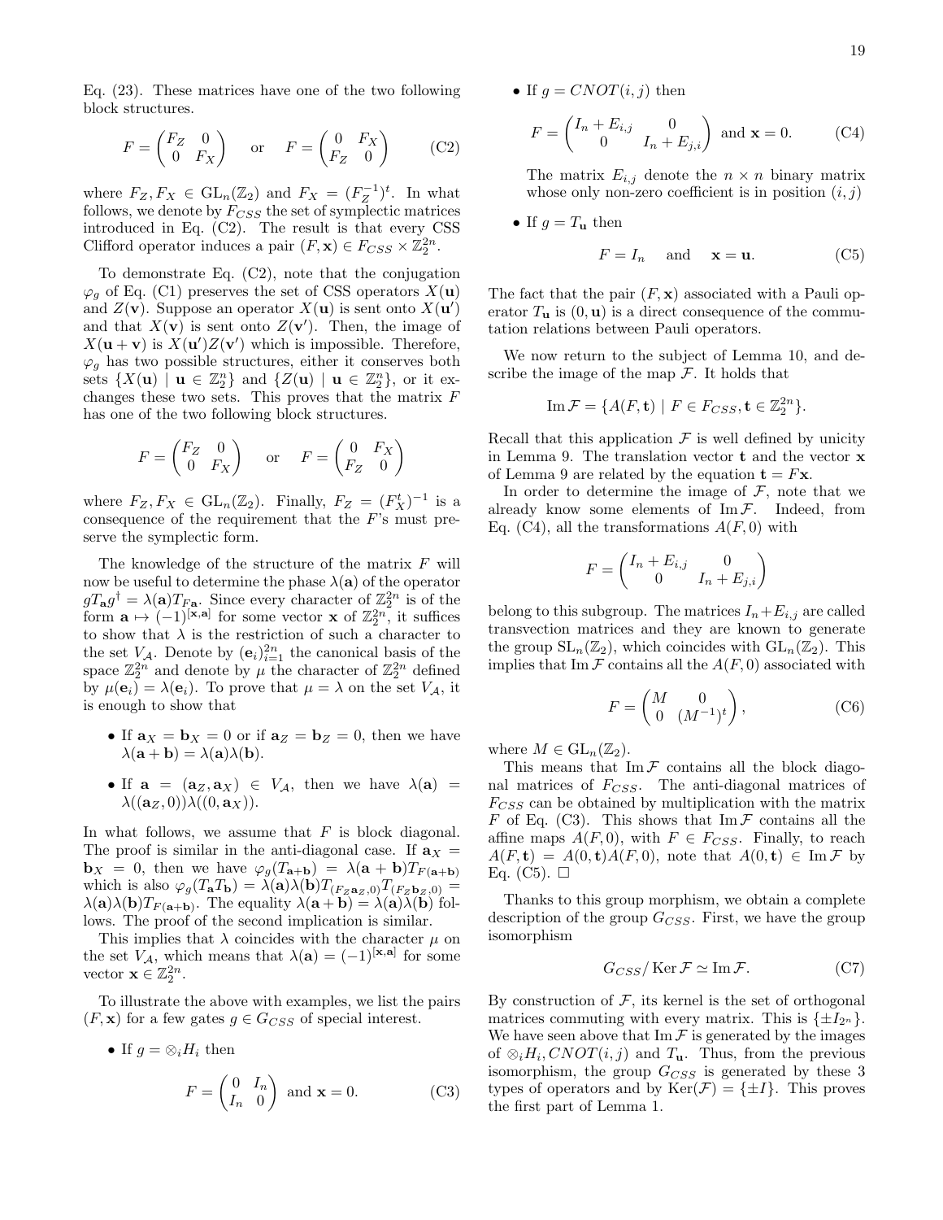Eq. (23). These matrices have one of the two following block structures.

$$F = \begin{pmatrix} F_Z & 0 \\ 0 & F_X \end{pmatrix} \quad \text{or} \quad F = \begin{pmatrix} 0 & F_X \\ F_Z & 0 \end{pmatrix} \tag{C2}$$

where $F_Z, F_X \in \mathrm{GL}_n(\mathbb{Z}_2)$ and $F_X = (F_Z^{-1})^t$. In what follows, we denote by $F_{CSS}$ the set of symplectic matrices introduced in Eq. (C2). The result is that every CSS Clifford operator induces a pair $(F, \mathbf{x}) \in F_{CSS} \times \mathbb{Z}_2^{2n}$.

To demonstrate Eq. (C2), note that the conjugation $\varphi_g$ of Eq. (C1) preserves the set of CSS operators $X(\mathbf{u})$ and $Z(\mathbf{v})$. Suppose an operator $X(\mathbf{u})$ is sent onto $X(\mathbf{u}')$ and that $X(\mathbf{v})$ is sent onto $Z(\mathbf{v}')$. Then, the image of $X(\mathbf{u}+\mathbf{v})$ is $X(\mathbf{u}')Z(\mathbf{v}')$ which is impossible. Therefore, $\varphi_g$ has two possible structures, either it conserves both sets $\{X(\mathbf{u}) \mid \mathbf{u} \in \mathbb{Z}_2^n\}$ and $\{Z(\mathbf{u}) \mid \mathbf{u} \in \mathbb{Z}_2^n\}$, or it exchanges these two sets. This proves that the matrix $F$ has one of the two following block structures.

$$F = \begin{pmatrix} F_Z & 0 \\ 0 & F_X \end{pmatrix} \quad \text{or} \quad F = \begin{pmatrix} 0 & F_X \\ F_Z & 0 \end{pmatrix}$$

where $F_Z, F_X \in \mathrm{GL}_n(\mathbb{Z}_2)$. Finally, $F_Z = (F_X^t)^{-1}$ is a consequence of the requirement that the $F$'s must preserve the symplectic form.

The knowledge of the structure of the matrix $F$ will now be useful to determine the phase $\lambda(\mathbf{a})$ of the operator $gT_\mathbf{a}g^\dagger = \lambda(\mathbf{a})T_{F\mathbf{a}}$. Since every character of $\mathbb{Z}_2^{2n}$ is of the form $\mathbf{a} \mapsto (-1)^{[\mathbf{x},\mathbf{a}]}$ for some vector $\mathbf{x}$ of $\mathbb{Z}_2^{2n}$, it suffices to show that $\lambda$ is the restriction of such a character to the set $V_\mathcal{A}$. Denote by $(\mathbf{e}_i)_{i=1}^{2n}$ the canonical basis of the space $\mathbb{Z}_2^{2n}$ and denote by $\mu$ the character of $\mathbb{Z}_2^{2n}$ defined by $\mu(\mathbf{e}_i) = \lambda(\mathbf{e}_i)$. To prove that $\mu = \lambda$ on the set $V_\mathcal{A}$, it is enough to show that

- If $\mathbf{a}_X = \mathbf{b}_X = 0$ or if $\mathbf{a}_Z = \mathbf{b}_Z = 0$, then we have $\lambda(\mathbf{a}+\mathbf{b}) = \lambda(\mathbf{a})\lambda(\mathbf{b})$.
- If $\mathbf{a} = (\mathbf{a}_Z, \mathbf{a}_X) \in V_\mathcal{A}$, then we have $\lambda(\mathbf{a}) = \lambda((\mathbf{a}_Z, 0))\lambda((0, \mathbf{a}_X))$.

In what follows, we assume that $F$ is block diagonal. The proof is similar in the anti-diagonal case. If $\mathbf{a}_X = \mathbf{b}_X = 0$, then we have $\varphi_g(T_{\mathbf{a}+\mathbf{b}}) = \lambda(\mathbf{a}+\mathbf{b})T_{F(\mathbf{a}+\mathbf{b})}$ which is also $\varphi_g(T_\mathbf{a}T_\mathbf{b}) = \lambda(\mathbf{a})\lambda(\mathbf{b})T_{(F_Z\mathbf{a}_Z,0)}T_{(F_Z\mathbf{b}_Z,0)} = \lambda(\mathbf{a})\lambda(\mathbf{b})T_{F(\mathbf{a}+\mathbf{b})}$. The equality $\lambda(\mathbf{a}+\mathbf{b}) = \lambda(\mathbf{a})\lambda(\mathbf{b})$ follows. The proof of the second implication is similar.

This implies that $\lambda$ coincides with the character $\mu$ on the set $V_\mathcal{A}$, which means that $\lambda(\mathbf{a}) = (-1)^{[\mathbf{x},\mathbf{a}]}$ for some vector $\mathbf{x} \in \mathbb{Z}_2^{2n}$.

To illustrate the above with examples, we list the pairs $(F, \mathbf{x})$ for a few gates $g \in G_{CSS}$ of special interest.

- If $g = \otimes_i H_i$ then
$$F = \begin{pmatrix} 0 & I_n \\ I_n & 0 \end{pmatrix} \text{ and } \mathbf{x} = 0. \tag{C3}$$
- If $g = CNOT(i,j)$ then
$$F = \begin{pmatrix} I_n + E_{i,j} & 0 \\ 0 & I_n + E_{j,i} \end{pmatrix} \text{ and } \mathbf{x} = 0. \tag{C4}$$
The matrix $E_{i,j}$ denote the $n \times n$ binary matrix whose only non-zero coefficient is in position $(i,j)$
- If $g = T_\mathbf{u}$ then
$$F = I_n \quad \text{and} \quad \mathbf{x} = \mathbf{u}. \tag{C5}$$

The fact that the pair $(F, \mathbf{x})$ associated with a Pauli operator $T_\mathbf{u}$ is $(0, \mathbf{u})$ is a direct consequence of the commutation relations between Pauli operators.

We now return to the subject of Lemma 10, and describe the image of the map $\mathcal{F}$. It holds that

$$\operatorname{Im}\mathcal{F} = \{A(F, \mathbf{t}) \mid F \in F_{CSS}, \mathbf{t} \in \mathbb{Z}_2^{2n}\}.$$

Recall that this application $\mathcal{F}$ is well defined by unicity in Lemma 9. The translation vector $\mathbf{t}$ and the vector $\mathbf{x}$ of Lemma 9 are related by the equation $\mathbf{t} = F\mathbf{x}$.

In order to determine the image of $\mathcal{F}$, note that we already know some elements of $\operatorname{Im}\mathcal{F}$. Indeed, from Eq. (C4), all the transformations $A(F, 0)$ with

$$F = \begin{pmatrix} I_n + E_{i,j} & 0 \\ 0 & I_n + E_{j,i} \end{pmatrix}$$

belong to this subgroup. The matrices $I_n + E_{i,j}$ are called transvection matrices and they are known to generate the group $\mathrm{SL}_n(\mathbb{Z}_2)$, which coincides with $\mathrm{GL}_n(\mathbb{Z}_2)$. This implies that $\operatorname{Im}\mathcal{F}$ contains all the $A(F, 0)$ associated with

$$F = \begin{pmatrix} M & 0 \\ 0 & (M^{-1})^t \end{pmatrix}, \tag{C6}$$

where $M \in \mathrm{GL}_n(\mathbb{Z}_2)$.

This means that $\operatorname{Im}\mathcal{F}$ contains all the block diagonal matrices of $F_{CSS}$. The anti-diagonal matrices of $F_{CSS}$ can be obtained by multiplication with the matrix $F$ of Eq. (C3). This shows that $\operatorname{Im}\mathcal{F}$ contains all the affine maps $A(F, 0)$, with $F \in F_{CSS}$. Finally, to reach $A(F, \mathbf{t}) = A(0, \mathbf{t})A(F, 0)$, note that $A(0, \mathbf{t}) \in \operatorname{Im}\mathcal{F}$ by Eq. (C5). $\square$

Thanks to this group morphism, we obtain a complete description of the group $G_{CSS}$. First, we have the group isomorphism

$$G_{CSS} / \operatorname{Ker}\mathcal{F} \simeq \operatorname{Im}\mathcal{F}. \tag{C7}$$

By construction of $\mathcal{F}$, its kernel is the set of orthogonal matrices commuting with every matrix. This is $\{\pm I_{2^n}\}$. We have seen above that $\operatorname{Im}\mathcal{F}$ is generated by the images of $\otimes_i H_i$, $CNOT(i,j)$ and $T_\mathbf{u}$. Thus, from the previous isomorphism, the group $G_{CSS}$ is generated by these 3 types of operators and by $\operatorname{Ker}(\mathcal{F}) = \{\pm I\}$. This proves the first part of Lemma 1.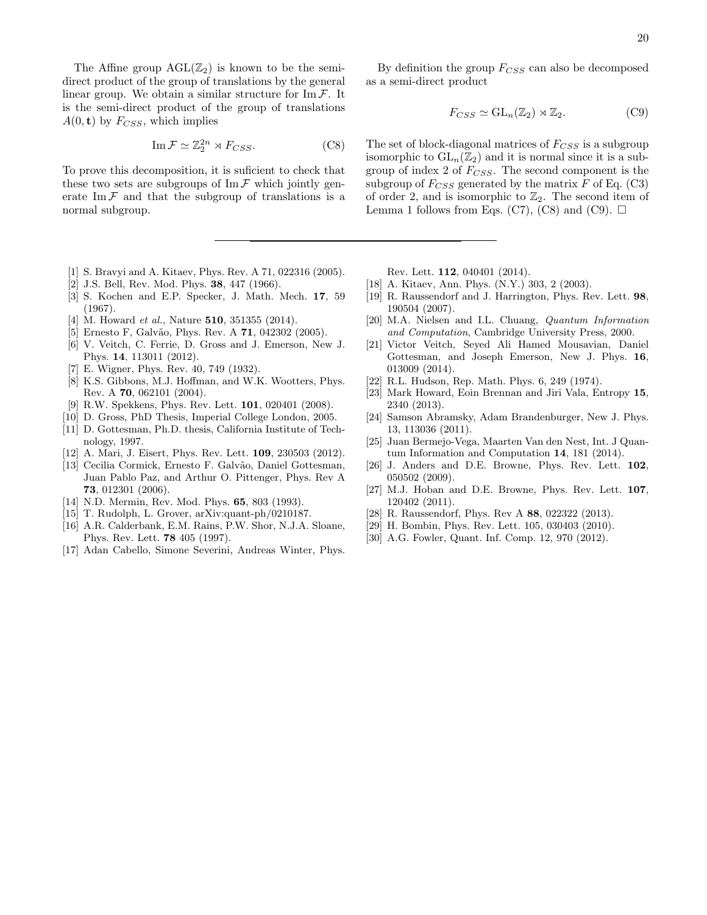The Affine group $\mathrm{AGL}(\mathbb{Z}_2)$ is known to be the semi-direct product of the group of translations by the general linear group. We obtain a similar structure for $\mathrm{Im}\,\mathcal{F}$. It is the semi-direct product of the group of translations $A(0, \mathbf{t})$ by $F_{CSS}$, which implies

$$\mathrm{Im}\,\mathcal{F} \simeq \mathbb{Z}_2^{2n} \rtimes F_{CSS}. \tag{C8}$$

To prove this decomposition, it is suficient to check that these two sets are subgroups of $\mathrm{Im}\,\mathcal{F}$ which jointly generate $\mathrm{Im}\,\mathcal{F}$ and that the subgroup of translations is a normal subgroup.

By definition the group $F_{CSS}$ can also be decomposed as a semi-direct product

$$F_{CSS} \simeq \mathrm{GL}_n(\mathbb{Z}_2) \rtimes \mathbb{Z}_2. \tag{C9}$$

The set of block-diagonal matrices of $F_{CSS}$ is a subgroup isomorphic to $\mathrm{GL}_n(\mathbb{Z}_2)$ and it is normal since it is a subgroup of index 2 of $F_{CSS}$. The second component is the subgroup of $F_{CSS}$ generated by the matrix $F$ of Eq. (C3) of order 2, and is isomorphic to $\mathbb{Z}_2$. The second item of Lemma 1 follows from Eqs. (C7), (C8) and (C9). $\square$

---

[1] S. Bravyi and A. Kitaev, Phys. Rev. A 71, 022316 (2005).
[2] J.S. Bell, Rev. Mod. Phys. **38**, 447 (1966).
[3] S. Kochen and E.P. Specker, J. Math. Mech. **17**, 59 (1967).
[4] M. Howard *et al.*, Nature **510**, 351355 (2014).
[5] Ernesto F, Galvão, Phys. Rev. A **71**, 042302 (2005).
[6] V. Veitch, C. Ferrie, D. Gross and J. Emerson, New J. Phys. **14**, 113011 (2012).
[7] E. Wigner, Phys. Rev. 40, 749 (1932).
[8] K.S. Gibbons, M.J. Hoffman, and W.K. Wootters, Phys. Rev. A **70**, 062101 (2004).
[9] R.W. Spekkens, Phys. Rev. Lett. **101**, 020401 (2008).
[10] D. Gross, PhD Thesis, Imperial College London, 2005.
[11] D. Gottesman, Ph.D. thesis, California Institute of Technology, 1997.
[12] A. Mari, J. Eisert, Phys. Rev. Lett. **109**, 230503 (2012).
[13] Cecilia Cormick, Ernesto F. Galvão, Daniel Gottesman, Juan Pablo Paz, and Arthur O. Pittenger, Phys. Rev A **73**, 012301 (2006).
[14] N.D. Mermin, Rev. Mod. Phys. **65**, 803 (1993).
[15] T. Rudolph, L. Grover, arXiv:quant-ph/0210187.
[16] A.R. Calderbank, E.M. Rains, P.W. Shor, N.J.A. Sloane, Phys. Rev. Lett. **78** 405 (1997).
[17] Adan Cabello, Simone Severini, Andreas Winter, Phys. Rev. Lett. **112**, 040401 (2014).
[18] A. Kitaev, Ann. Phys. (N.Y.) 303, 2 (2003).
[19] R. Raussendorf and J. Harrington, Phys. Rev. Lett. **98**, 190504 (2007).
[20] M.A. Nielsen and I.L. Chuang, *Quantum Information and Computation*, Cambridge University Press, 2000.
[21] Victor Veitch, Seyed Ali Hamed Mousavian, Daniel Gottesman, and Joseph Emerson, New J. Phys. **16**, 013009 (2014).
[22] R.L. Hudson, Rep. Math. Phys. 6, 249 (1974).
[23] Mark Howard, Eoin Brennan and Jiri Vala, Entropy **15**, 2340 (2013).
[24] Samson Abramsky, Adam Brandenburger, New J. Phys. 13, 113036 (2011).
[25] Juan Bermejo-Vega, Maarten Van den Nest, Int. J Quantum Information and Computation **14**, 181 (2014).
[26] J. Anders and D.E. Browne, Phys. Rev. Lett. **102**, 050502 (2009).
[27] M.J. Hoban and D.E. Browne, Phys. Rev. Lett. **107**, 120402 (2011).
[28] R. Raussendorf, Phys. Rev A **88**, 022322 (2013).
[29] H. Bombin, Phys. Rev. Lett. 105, 030403 (2010).
[30] A.G. Fowler, Quant. Inf. Comp. 12, 970 (2012).